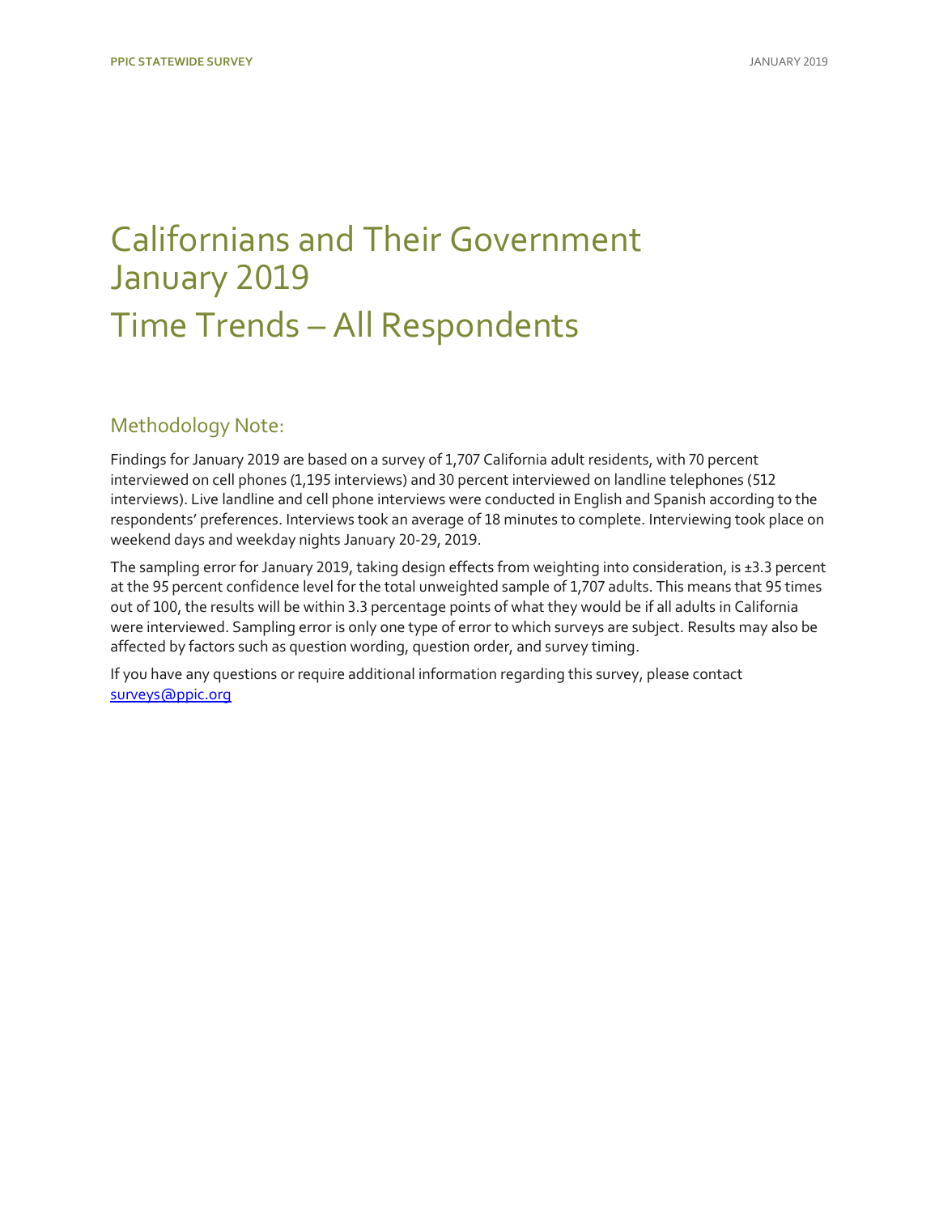# Californians and Their Government January 2019 Time Trends – All Respondents

## Methodology Note:

Findings for January 2019 are based on a survey of 1,707 California adult residents, with 70 percent interviewed on cell phones (1,195 interviews) and 30 percent interviewed on landline telephones (512 interviews). Live landline and cell phone interviews were conducted in English and Spanish according to the respondents' preferences. Interviews took an average of 18 minutes to complete. Interviewing took place on weekend days and weekday nights January 20-29, 2019.

The sampling error for January 2019, taking design effects from weighting into consideration, is ±3.3 percent at the 95 percent confidence level for the total unweighted sample of 1,707 adults. This means that 95 times out of 100, the results will be within 3.3 percentage points of what they would be if all adults in California were interviewed. Sampling error is only one type of error to which surveys are subject. Results may also be affected by factors such as question wording, question order, and survey timing.

If you have any questions or require additional information regarding this survey, please contact surveys@ppic.org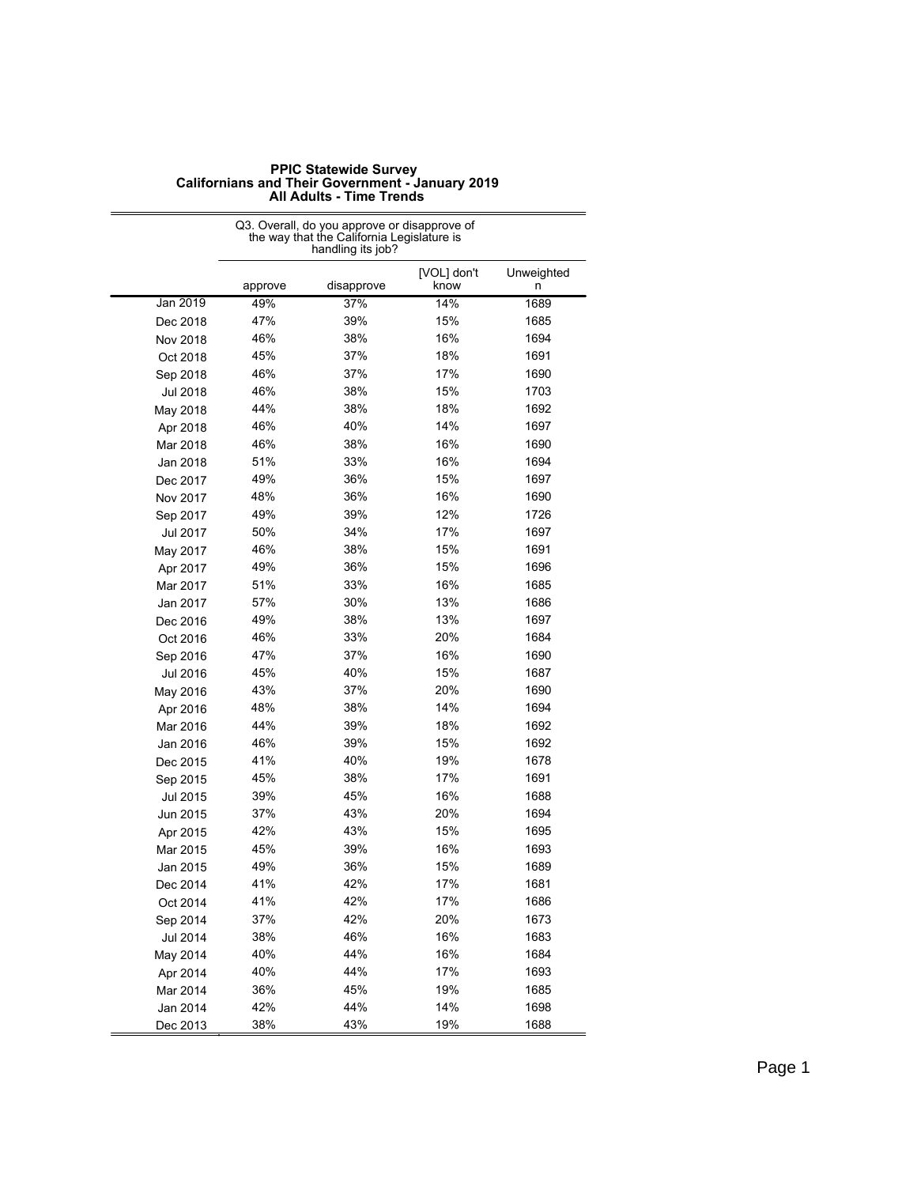# PPIC Statewide Survey
## Californians and Their Government - January 2019
### All Adults - Time Trends

| | Q3. Overall, do you approve or disapprove of the way that the California Legislature is handling its job? | | | |
|---|---|---|---|---|
| | approve | disapprove | [VOL] don't know | Unweighted n |
| Jan 2019 | 49% | 37% | 14% | 1689 |
| Dec 2018 | 47% | 39% | 15% | 1685 |
| Nov 2018 | 46% | 38% | 16% | 1694 |
| Oct 2018 | 45% | 37% | 18% | 1691 |
| Sep 2018 | 46% | 37% | 17% | 1690 |
| Jul 2018 | 46% | 38% | 15% | 1703 |
| May 2018 | 44% | 38% | 18% | 1692 |
| Apr 2018 | 46% | 40% | 14% | 1697 |
| Mar 2018 | 46% | 38% | 16% | 1690 |
| Jan 2018 | 51% | 33% | 16% | 1694 |
| Dec 2017 | 49% | 36% | 15% | 1697 |
| Nov 2017 | 48% | 36% | 16% | 1690 |
| Sep 2017 | 49% | 39% | 12% | 1726 |
| Jul 2017 | 50% | 34% | 17% | 1697 |
| May 2017 | 46% | 38% | 15% | 1691 |
| Apr 2017 | 49% | 36% | 15% | 1696 |
| Mar 2017 | 51% | 33% | 16% | 1685 |
| Jan 2017 | 57% | 30% | 13% | 1686 |
| Dec 2016 | 49% | 38% | 13% | 1697 |
| Oct 2016 | 46% | 33% | 20% | 1684 |
| Sep 2016 | 47% | 37% | 16% | 1690 |
| Jul 2016 | 45% | 40% | 15% | 1687 |
| May 2016 | 43% | 37% | 20% | 1690 |
| Apr 2016 | 48% | 38% | 14% | 1694 |
| Mar 2016 | 44% | 39% | 18% | 1692 |
| Jan 2016 | 46% | 39% | 15% | 1692 |
| Dec 2015 | 41% | 40% | 19% | 1678 |
| Sep 2015 | 45% | 38% | 17% | 1691 |
| Jul 2015 | 39% | 45% | 16% | 1688 |
| Jun 2015 | 37% | 43% | 20% | 1694 |
| Apr 2015 | 42% | 43% | 15% | 1695 |
| Mar 2015 | 45% | 39% | 16% | 1693 |
| Jan 2015 | 49% | 36% | 15% | 1689 |
| Dec 2014 | 41% | 42% | 17% | 1681 |
| Oct 2014 | 41% | 42% | 17% | 1686 |
| Sep 2014 | 37% | 42% | 20% | 1673 |
| Jul 2014 | 38% | 46% | 16% | 1683 |
| May 2014 | 40% | 44% | 16% | 1684 |
| Apr 2014 | 40% | 44% | 17% | 1693 |
| Mar 2014 | 36% | 45% | 19% | 1685 |
| Jan 2014 | 42% | 44% | 14% | 1698 |
| Dec 2013 | 38% | 43% | 19% | 1688 |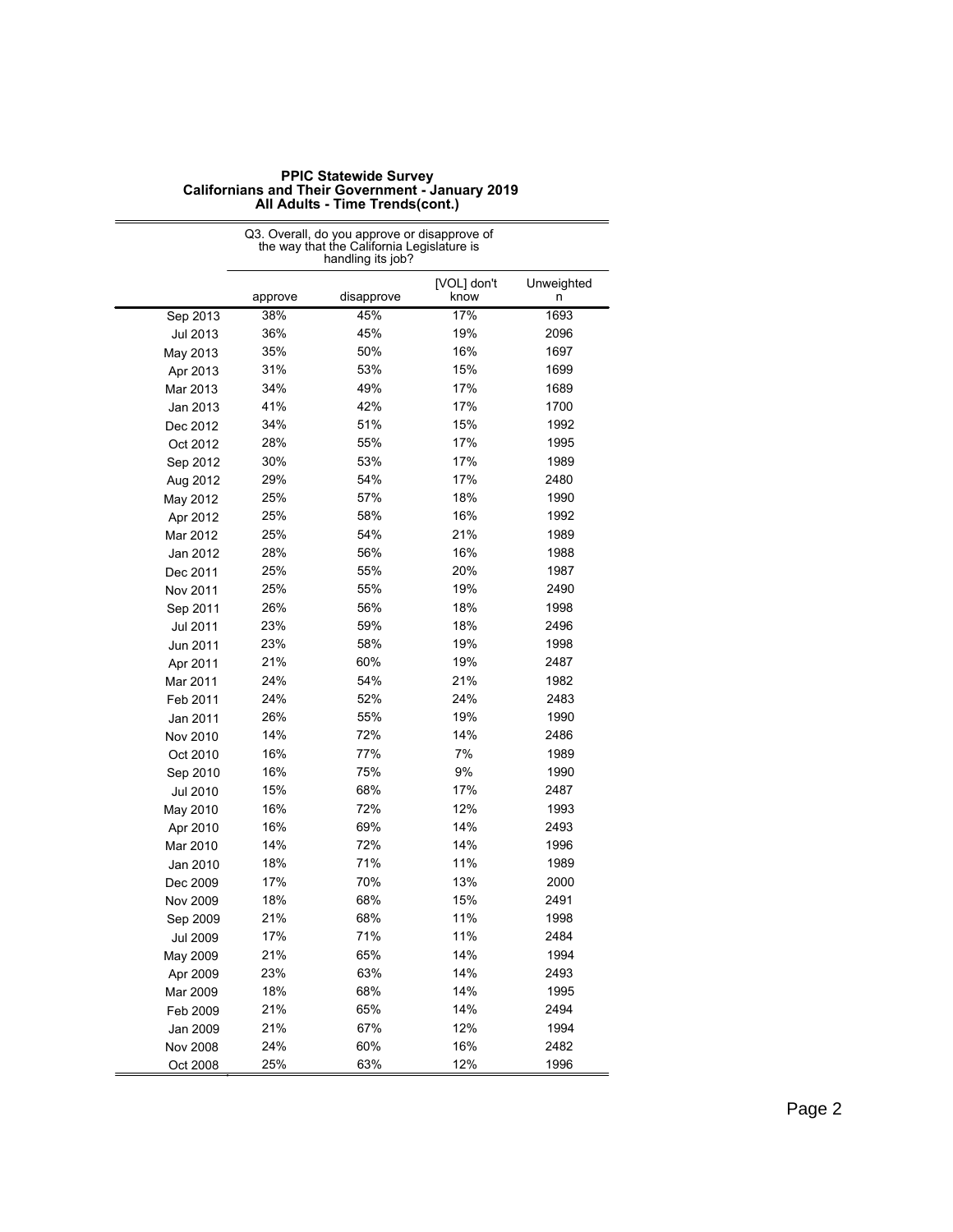**PPIC Statewide Survey**
**Californians and Their Government - January 2019**
**All Adults - Time Trends(cont.)**

| | Q3. Overall, do you approve or disapprove of the way that the California Legislature is handling its job? | | | |
|---|---|---|---|---|
| | approve | disapprove | [VOL] don't know | Unweighted n |
| Sep 2013 | 38% | 45% | 17% | 1693 |
| Jul 2013 | 36% | 45% | 19% | 2096 |
| May 2013 | 35% | 50% | 16% | 1697 |
| Apr 2013 | 31% | 53% | 15% | 1699 |
| Mar 2013 | 34% | 49% | 17% | 1689 |
| Jan 2013 | 41% | 42% | 17% | 1700 |
| Dec 2012 | 34% | 51% | 15% | 1992 |
| Oct 2012 | 28% | 55% | 17% | 1995 |
| Sep 2012 | 30% | 53% | 17% | 1989 |
| Aug 2012 | 29% | 54% | 17% | 2480 |
| May 2012 | 25% | 57% | 18% | 1990 |
| Apr 2012 | 25% | 58% | 16% | 1992 |
| Mar 2012 | 25% | 54% | 21% | 1989 |
| Jan 2012 | 28% | 56% | 16% | 1988 |
| Dec 2011 | 25% | 55% | 20% | 1987 |
| Nov 2011 | 25% | 55% | 19% | 2490 |
| Sep 2011 | 26% | 56% | 18% | 1998 |
| Jul 2011 | 23% | 59% | 18% | 2496 |
| Jun 2011 | 23% | 58% | 19% | 1998 |
| Apr 2011 | 21% | 60% | 19% | 2487 |
| Mar 2011 | 24% | 54% | 21% | 1982 |
| Feb 2011 | 24% | 52% | 24% | 2483 |
| Jan 2011 | 26% | 55% | 19% | 1990 |
| Nov 2010 | 14% | 72% | 14% | 2486 |
| Oct 2010 | 16% | 77% | 7% | 1989 |
| Sep 2010 | 16% | 75% | 9% | 1990 |
| Jul 2010 | 15% | 68% | 17% | 2487 |
| May 2010 | 16% | 72% | 12% | 1993 |
| Apr 2010 | 16% | 69% | 14% | 2493 |
| Mar 2010 | 14% | 72% | 14% | 1996 |
| Jan 2010 | 18% | 71% | 11% | 1989 |
| Dec 2009 | 17% | 70% | 13% | 2000 |
| Nov 2009 | 18% | 68% | 15% | 2491 |
| Sep 2009 | 21% | 68% | 11% | 1998 |
| Jul 2009 | 17% | 71% | 11% | 2484 |
| May 2009 | 21% | 65% | 14% | 1994 |
| Apr 2009 | 23% | 63% | 14% | 2493 |
| Mar 2009 | 18% | 68% | 14% | 1995 |
| Feb 2009 | 21% | 65% | 14% | 2494 |
| Jan 2009 | 21% | 67% | 12% | 1994 |
| Nov 2008 | 24% | 60% | 16% | 2482 |
| Oct 2008 | 25% | 63% | 12% | 1996 |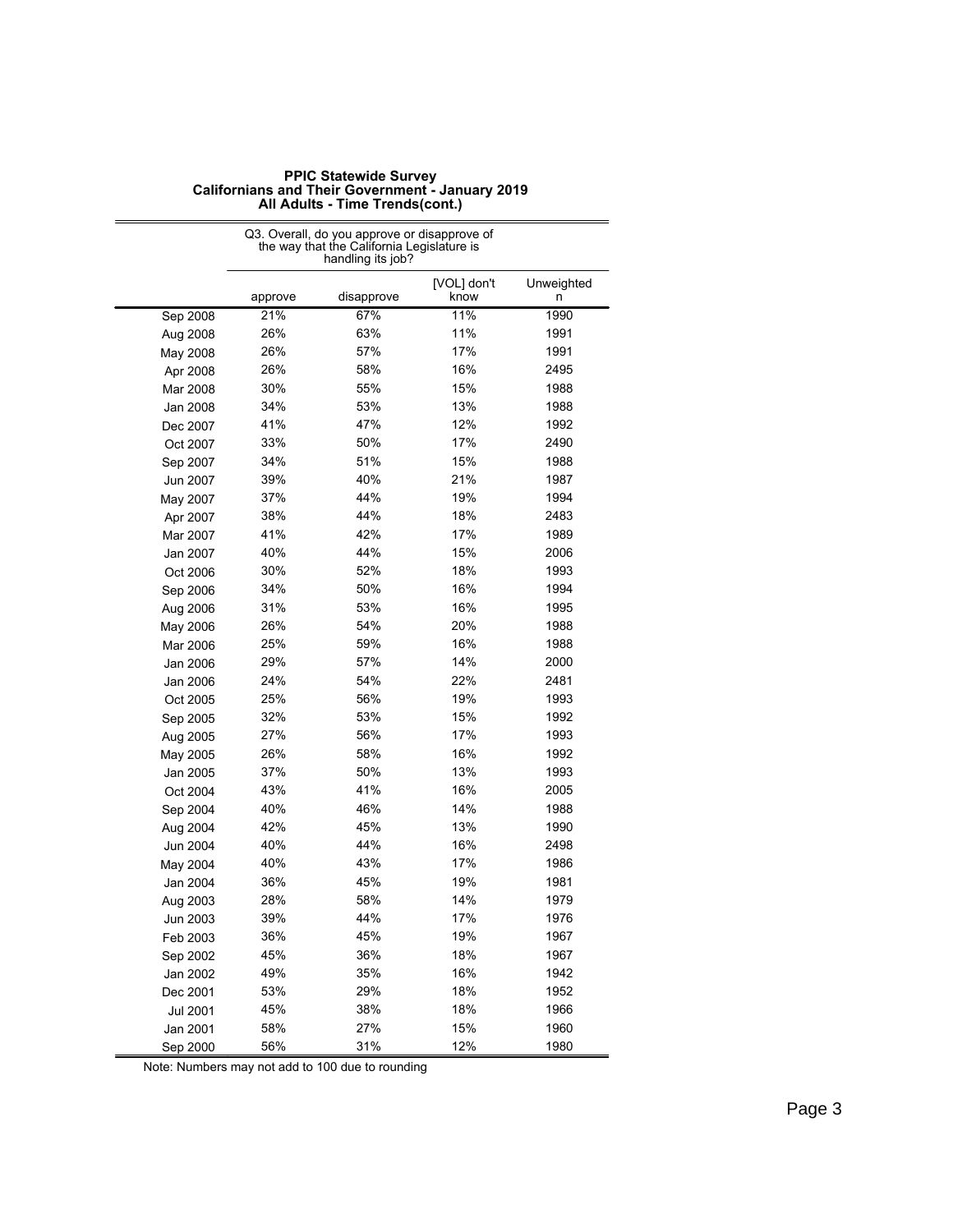**PPIC Statewide Survey**
**Californians and Their Government - January 2019**
**All Adults - Time Trends(cont.)**

| | Q3. Overall, do you approve or disapprove of the way that the California Legislature is handling its job? | | | |
|---|---|---|---|---|
| | approve | disapprove | [VOL] don't know | Unweighted n |
| Sep 2008 | 21% | 67% | 11% | 1990 |
| Aug 2008 | 26% | 63% | 11% | 1991 |
| May 2008 | 26% | 57% | 17% | 1991 |
| Apr 2008 | 26% | 58% | 16% | 2495 |
| Mar 2008 | 30% | 55% | 15% | 1988 |
| Jan 2008 | 34% | 53% | 13% | 1988 |
| Dec 2007 | 41% | 47% | 12% | 1992 |
| Oct 2007 | 33% | 50% | 17% | 2490 |
| Sep 2007 | 34% | 51% | 15% | 1988 |
| Jun 2007 | 39% | 40% | 21% | 1987 |
| May 2007 | 37% | 44% | 19% | 1994 |
| Apr 2007 | 38% | 44% | 18% | 2483 |
| Mar 2007 | 41% | 42% | 17% | 1989 |
| Jan 2007 | 40% | 44% | 15% | 2006 |
| Oct 2006 | 30% | 52% | 18% | 1993 |
| Sep 2006 | 34% | 50% | 16% | 1994 |
| Aug 2006 | 31% | 53% | 16% | 1995 |
| May 2006 | 26% | 54% | 20% | 1988 |
| Mar 2006 | 25% | 59% | 16% | 1988 |
| Jan 2006 | 29% | 57% | 14% | 2000 |
| Jan 2006 | 24% | 54% | 22% | 2481 |
| Oct 2005 | 25% | 56% | 19% | 1993 |
| Sep 2005 | 32% | 53% | 15% | 1992 |
| Aug 2005 | 27% | 56% | 17% | 1993 |
| May 2005 | 26% | 58% | 16% | 1992 |
| Jan 2005 | 37% | 50% | 13% | 1993 |
| Oct 2004 | 43% | 41% | 16% | 2005 |
| Sep 2004 | 40% | 46% | 14% | 1988 |
| Aug 2004 | 42% | 45% | 13% | 1990 |
| Jun 2004 | 40% | 44% | 16% | 2498 |
| May 2004 | 40% | 43% | 17% | 1986 |
| Jan 2004 | 36% | 45% | 19% | 1981 |
| Aug 2003 | 28% | 58% | 14% | 1979 |
| Jun 2003 | 39% | 44% | 17% | 1976 |
| Feb 2003 | 36% | 45% | 19% | 1967 |
| Sep 2002 | 45% | 36% | 18% | 1967 |
| Jan 2002 | 49% | 35% | 16% | 1942 |
| Dec 2001 | 53% | 29% | 18% | 1952 |
| Jul 2001 | 45% | 38% | 18% | 1966 |
| Jan 2001 | 58% | 27% | 15% | 1960 |
| Sep 2000 | 56% | 31% | 12% | 1980 |

Note: Numbers may not add to 100 due to rounding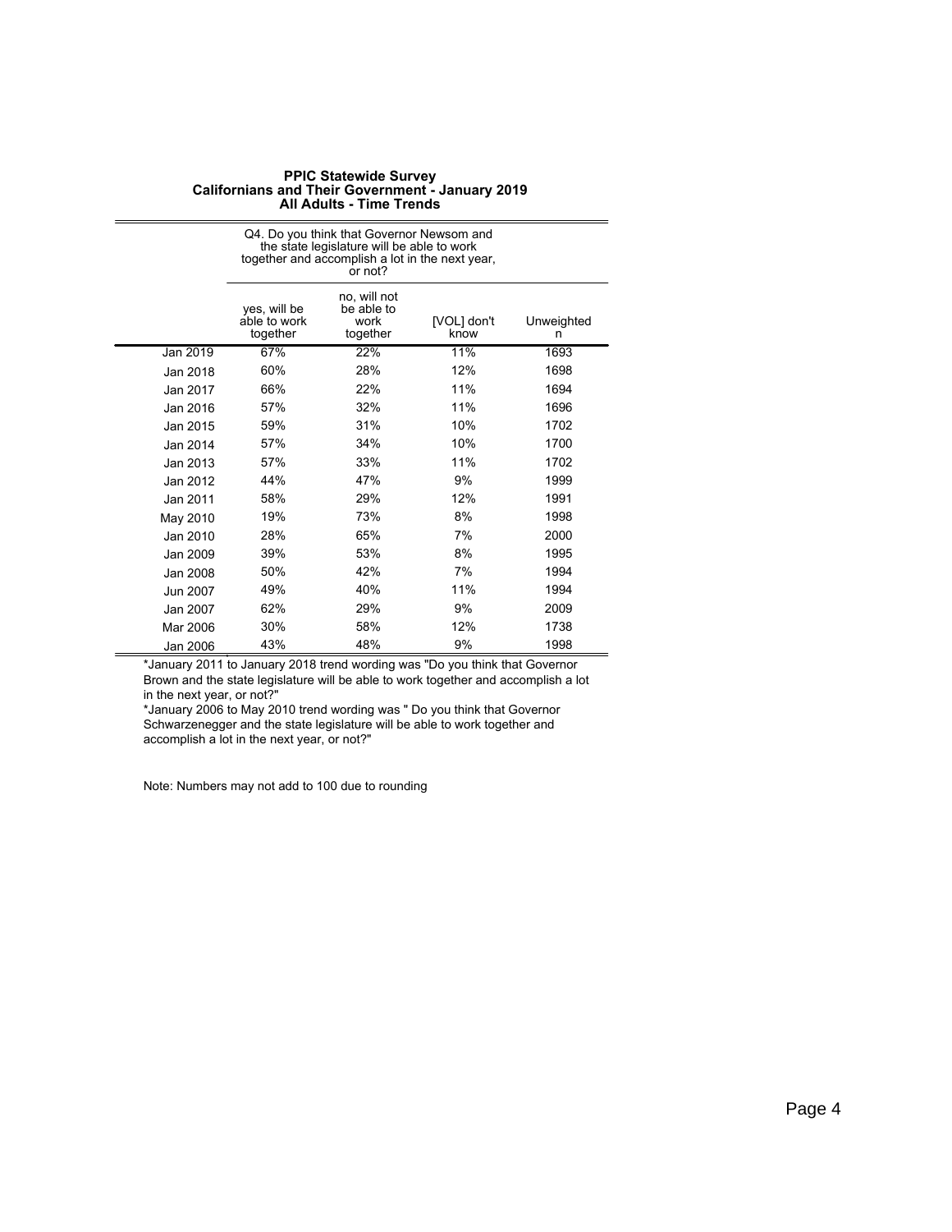**PPIC Statewide Survey**
**Californians and Their Government - January 2019**
**All Adults - Time Trends**

| | Q4. Do you think that Governor Newsom and the state legislature will be able to work together and accomplish a lot in the next year, or not? | | | |
|---|---|---|---|---|
| | yes, will be able to work together | no, will not be able to work together | [VOL] don't know | Unweighted n |
| Jan 2019 | 67% | 22% | 11% | 1693 |
| Jan 2018 | 60% | 28% | 12% | 1698 |
| Jan 2017 | 66% | 22% | 11% | 1694 |
| Jan 2016 | 57% | 32% | 11% | 1696 |
| Jan 2015 | 59% | 31% | 10% | 1702 |
| Jan 2014 | 57% | 34% | 10% | 1700 |
| Jan 2013 | 57% | 33% | 11% | 1702 |
| Jan 2012 | 44% | 47% | 9% | 1999 |
| Jan 2011 | 58% | 29% | 12% | 1991 |
| May 2010 | 19% | 73% | 8% | 1998 |
| Jan 2010 | 28% | 65% | 7% | 2000 |
| Jan 2009 | 39% | 53% | 8% | 1995 |
| Jan 2008 | 50% | 42% | 7% | 1994 |
| Jun 2007 | 49% | 40% | 11% | 1994 |
| Jan 2007 | 62% | 29% | 9% | 2009 |
| Mar 2006 | 30% | 58% | 12% | 1738 |
| Jan 2006 | 43% | 48% | 9% | 1998 |

*January 2011 to January 2018 trend wording was "Do you think that Governor Brown and the state legislature will be able to work together and accomplish a lot in the next year, or not?"

*January 2006 to May 2010 trend wording was " Do you think that Governor Schwarzenegger and the state legislature will be able to work together and accomplish a lot in the next year, or not?"

Note: Numbers may not add to 100 due to rounding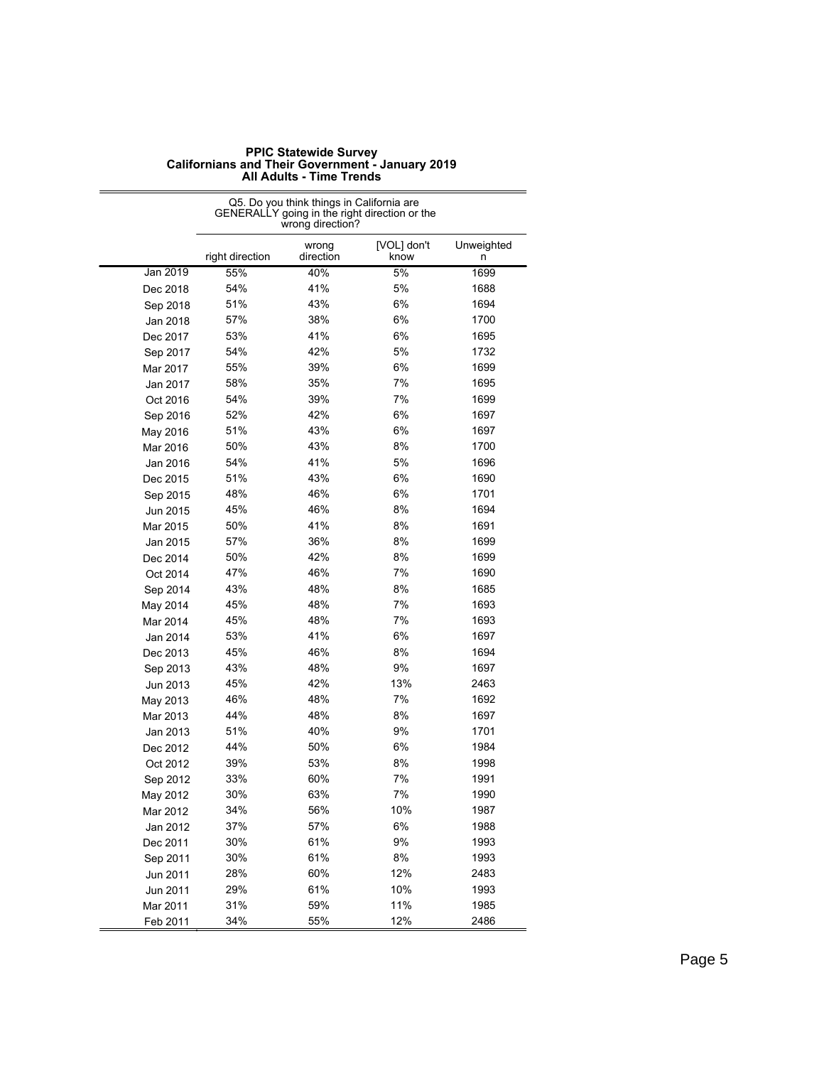**PPIC Statewide Survey**
**Californians and Their Government - January 2019**
**All Adults - Time Trends**

| | Q5. Do you think things in California are GENERALLY going in the right direction or the wrong direction? | | | |
|---|---|---|---|---|
| | right direction | wrong direction | [VOL] don't know | Unweighted n |
| Jan 2019 | 55% | 40% | 5% | 1699 |
| Dec 2018 | 54% | 41% | 5% | 1688 |
| Sep 2018 | 51% | 43% | 6% | 1694 |
| Jan 2018 | 57% | 38% | 6% | 1700 |
| Dec 2017 | 53% | 41% | 6% | 1695 |
| Sep 2017 | 54% | 42% | 5% | 1732 |
| Mar 2017 | 55% | 39% | 6% | 1699 |
| Jan 2017 | 58% | 35% | 7% | 1695 |
| Oct 2016 | 54% | 39% | 7% | 1699 |
| Sep 2016 | 52% | 42% | 6% | 1697 |
| May 2016 | 51% | 43% | 6% | 1697 |
| Mar 2016 | 50% | 43% | 8% | 1700 |
| Jan 2016 | 54% | 41% | 5% | 1696 |
| Dec 2015 | 51% | 43% | 6% | 1690 |
| Sep 2015 | 48% | 46% | 6% | 1701 |
| Jun 2015 | 45% | 46% | 8% | 1694 |
| Mar 2015 | 50% | 41% | 8% | 1691 |
| Jan 2015 | 57% | 36% | 8% | 1699 |
| Dec 2014 | 50% | 42% | 8% | 1699 |
| Oct 2014 | 47% | 46% | 7% | 1690 |
| Sep 2014 | 43% | 48% | 8% | 1685 |
| May 2014 | 45% | 48% | 7% | 1693 |
| Mar 2014 | 45% | 48% | 7% | 1693 |
| Jan 2014 | 53% | 41% | 6% | 1697 |
| Dec 2013 | 45% | 46% | 8% | 1694 |
| Sep 2013 | 43% | 48% | 9% | 1697 |
| Jun 2013 | 45% | 42% | 13% | 2463 |
| May 2013 | 46% | 48% | 7% | 1692 |
| Mar 2013 | 44% | 48% | 8% | 1697 |
| Jan 2013 | 51% | 40% | 9% | 1701 |
| Dec 2012 | 44% | 50% | 6% | 1984 |
| Oct 2012 | 39% | 53% | 8% | 1998 |
| Sep 2012 | 33% | 60% | 7% | 1991 |
| May 2012 | 30% | 63% | 7% | 1990 |
| Mar 2012 | 34% | 56% | 10% | 1987 |
| Jan 2012 | 37% | 57% | 6% | 1988 |
| Dec 2011 | 30% | 61% | 9% | 1993 |
| Sep 2011 | 30% | 61% | 8% | 1993 |
| Jun 2011 | 28% | 60% | 12% | 2483 |
| Jun 2011 | 29% | 61% | 10% | 1993 |
| Mar 2011 | 31% | 59% | 11% | 1985 |
| Feb 2011 | 34% | 55% | 12% | 2486 |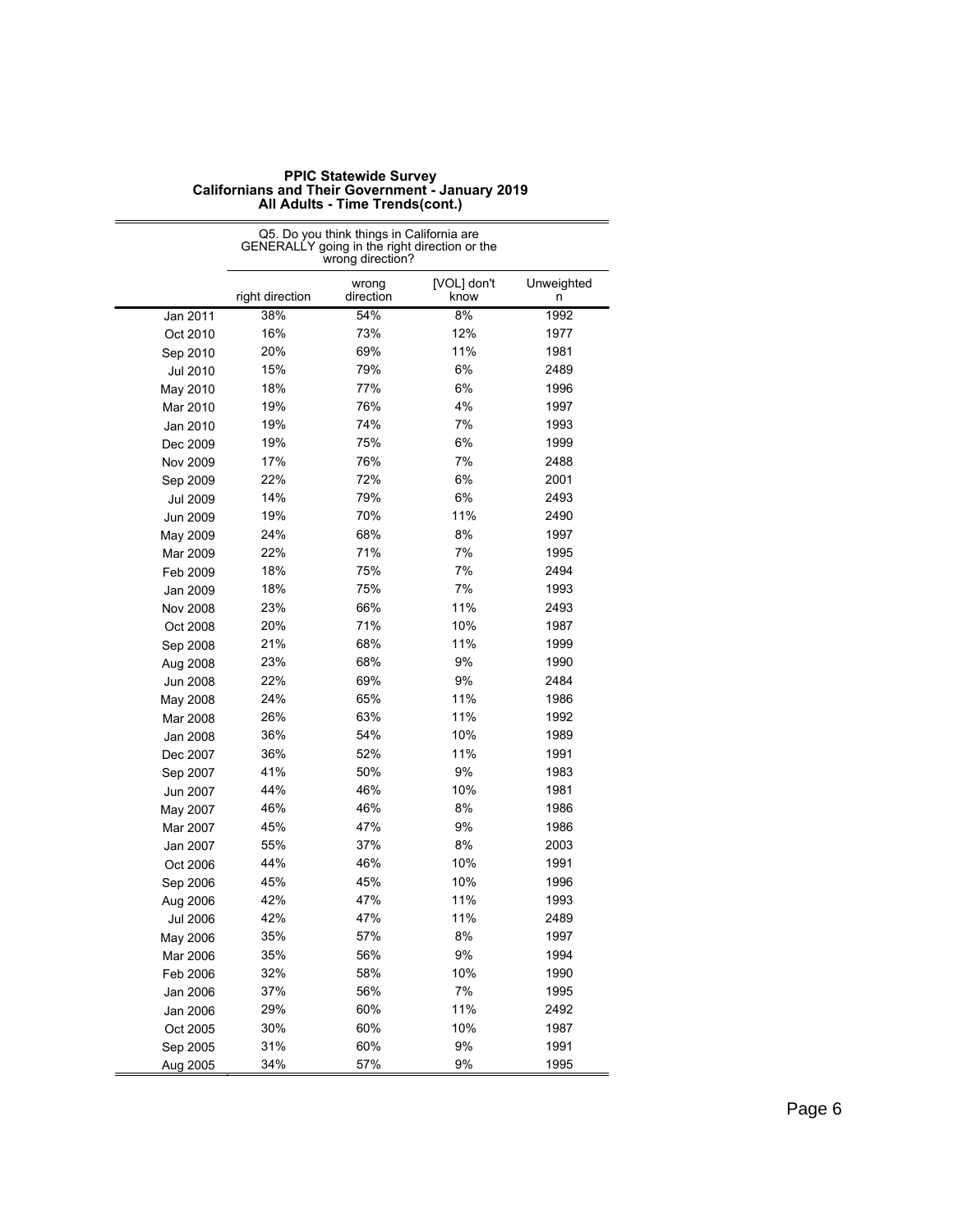**PPIC Statewide Survey**
**Californians and Their Government - January 2019**
**All Adults - Time Trends(cont.)**

| | Q5. Do you think things in California are GENERALLY going in the right direction or the wrong direction? | | | |
|---|---|---|---|---|
| | right direction | wrong direction | [VOL] don't know | Unweighted n |
| Jan 2011 | 38% | 54% | 8% | 1992 |
| Oct 2010 | 16% | 73% | 12% | 1977 |
| Sep 2010 | 20% | 69% | 11% | 1981 |
| Jul 2010 | 15% | 79% | 6% | 2489 |
| May 2010 | 18% | 77% | 6% | 1996 |
| Mar 2010 | 19% | 76% | 4% | 1997 |
| Jan 2010 | 19% | 74% | 7% | 1993 |
| Dec 2009 | 19% | 75% | 6% | 1999 |
| Nov 2009 | 17% | 76% | 7% | 2488 |
| Sep 2009 | 22% | 72% | 6% | 2001 |
| Jul 2009 | 14% | 79% | 6% | 2493 |
| Jun 2009 | 19% | 70% | 11% | 2490 |
| May 2009 | 24% | 68% | 8% | 1997 |
| Mar 2009 | 22% | 71% | 7% | 1995 |
| Feb 2009 | 18% | 75% | 7% | 2494 |
| Jan 2009 | 18% | 75% | 7% | 1993 |
| Nov 2008 | 23% | 66% | 11% | 2493 |
| Oct 2008 | 20% | 71% | 10% | 1987 |
| Sep 2008 | 21% | 68% | 11% | 1999 |
| Aug 2008 | 23% | 68% | 9% | 1990 |
| Jun 2008 | 22% | 69% | 9% | 2484 |
| May 2008 | 24% | 65% | 11% | 1986 |
| Mar 2008 | 26% | 63% | 11% | 1992 |
| Jan 2008 | 36% | 54% | 10% | 1989 |
| Dec 2007 | 36% | 52% | 11% | 1991 |
| Sep 2007 | 41% | 50% | 9% | 1983 |
| Jun 2007 | 44% | 46% | 10% | 1981 |
| May 2007 | 46% | 46% | 8% | 1986 |
| Mar 2007 | 45% | 47% | 9% | 1986 |
| Jan 2007 | 55% | 37% | 8% | 2003 |
| Oct 2006 | 44% | 46% | 10% | 1991 |
| Sep 2006 | 45% | 45% | 10% | 1996 |
| Aug 2006 | 42% | 47% | 11% | 1993 |
| Jul 2006 | 42% | 47% | 11% | 2489 |
| May 2006 | 35% | 57% | 8% | 1997 |
| Mar 2006 | 35% | 56% | 9% | 1994 |
| Feb 2006 | 32% | 58% | 10% | 1990 |
| Jan 2006 | 37% | 56% | 7% | 1995 |
| Jan 2006 | 29% | 60% | 11% | 2492 |
| Oct 2005 | 30% | 60% | 10% | 1987 |
| Sep 2005 | 31% | 60% | 9% | 1991 |
| Aug 2005 | 34% | 57% | 9% | 1995 |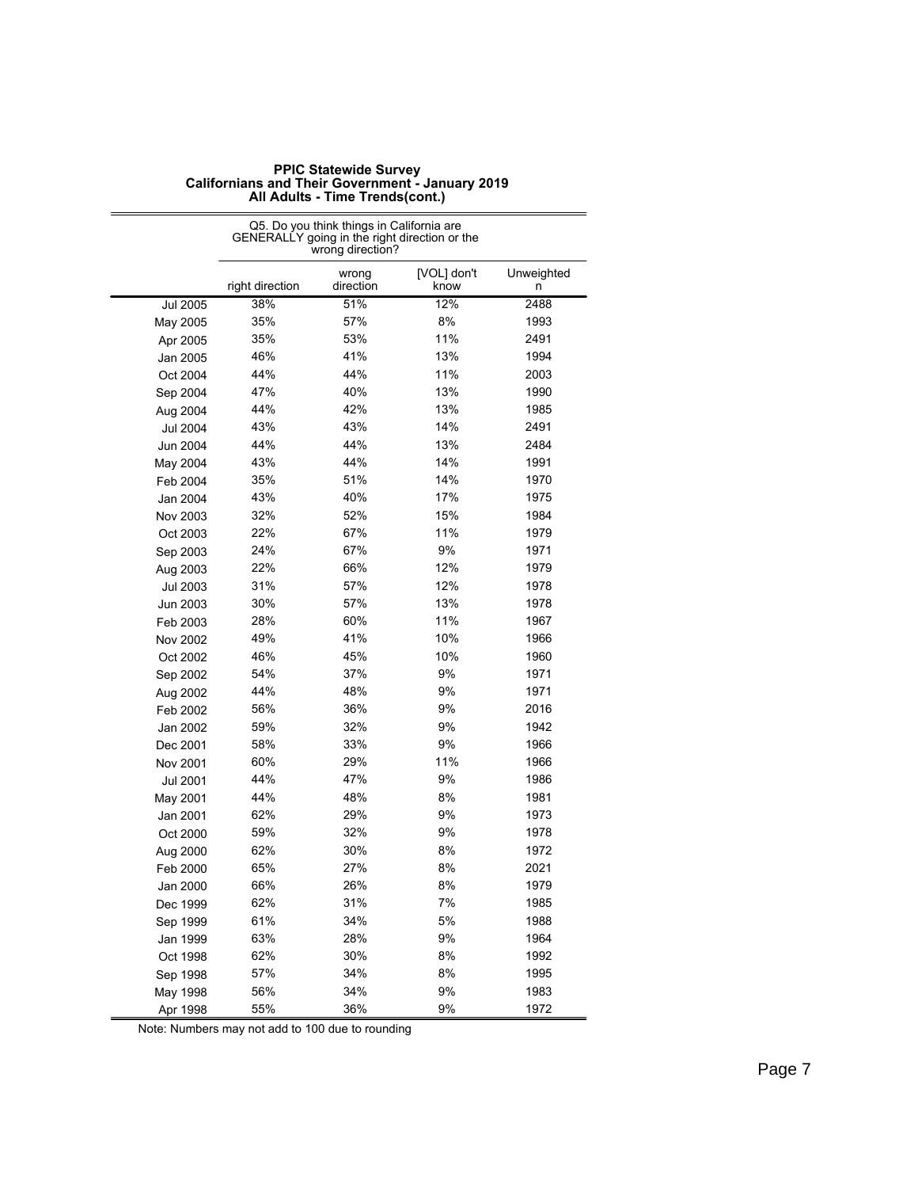**PPIC Statewide Survey**
**Californians and Their Government - January 2019**
**All Adults - Time Trends(cont.)**

| | Q5. Do you think things in California are GENERALLY going in the right direction or the wrong direction? | | | |
|---|---|---|---|---|
| | right direction | wrong direction | [VOL] don't know | Unweighted n |
| Jul 2005 | 38% | 51% | 12% | 2488 |
| May 2005 | 35% | 57% | 8% | 1993 |
| Apr 2005 | 35% | 53% | 11% | 2491 |
| Jan 2005 | 46% | 41% | 13% | 1994 |
| Oct 2004 | 44% | 44% | 11% | 2003 |
| Sep 2004 | 47% | 40% | 13% | 1990 |
| Aug 2004 | 44% | 42% | 13% | 1985 |
| Jul 2004 | 43% | 43% | 14% | 2491 |
| Jun 2004 | 44% | 44% | 13% | 2484 |
| May 2004 | 43% | 44% | 14% | 1991 |
| Feb 2004 | 35% | 51% | 14% | 1970 |
| Jan 2004 | 43% | 40% | 17% | 1975 |
| Nov 2003 | 32% | 52% | 15% | 1984 |
| Oct 2003 | 22% | 67% | 11% | 1979 |
| Sep 2003 | 24% | 67% | 9% | 1971 |
| Aug 2003 | 22% | 66% | 12% | 1979 |
| Jul 2003 | 31% | 57% | 12% | 1978 |
| Jun 2003 | 30% | 57% | 13% | 1978 |
| Feb 2003 | 28% | 60% | 11% | 1967 |
| Nov 2002 | 49% | 41% | 10% | 1966 |
| Oct 2002 | 46% | 45% | 10% | 1960 |
| Sep 2002 | 54% | 37% | 9% | 1971 |
| Aug 2002 | 44% | 48% | 9% | 1971 |
| Feb 2002 | 56% | 36% | 9% | 2016 |
| Jan 2002 | 59% | 32% | 9% | 1942 |
| Dec 2001 | 58% | 33% | 9% | 1966 |
| Nov 2001 | 60% | 29% | 11% | 1966 |
| Jul 2001 | 44% | 47% | 9% | 1986 |
| May 2001 | 44% | 48% | 8% | 1981 |
| Jan 2001 | 62% | 29% | 9% | 1973 |
| Oct 2000 | 59% | 32% | 9% | 1978 |
| Aug 2000 | 62% | 30% | 8% | 1972 |
| Feb 2000 | 65% | 27% | 8% | 2021 |
| Jan 2000 | 66% | 26% | 8% | 1979 |
| Dec 1999 | 62% | 31% | 7% | 1985 |
| Sep 1999 | 61% | 34% | 5% | 1988 |
| Jan 1999 | 63% | 28% | 9% | 1964 |
| Oct 1998 | 62% | 30% | 8% | 1992 |
| Sep 1998 | 57% | 34% | 8% | 1995 |
| May 1998 | 56% | 34% | 9% | 1983 |
| Apr 1998 | 55% | 36% | 9% | 1972 |

Note: Numbers may not add to 100 due to rounding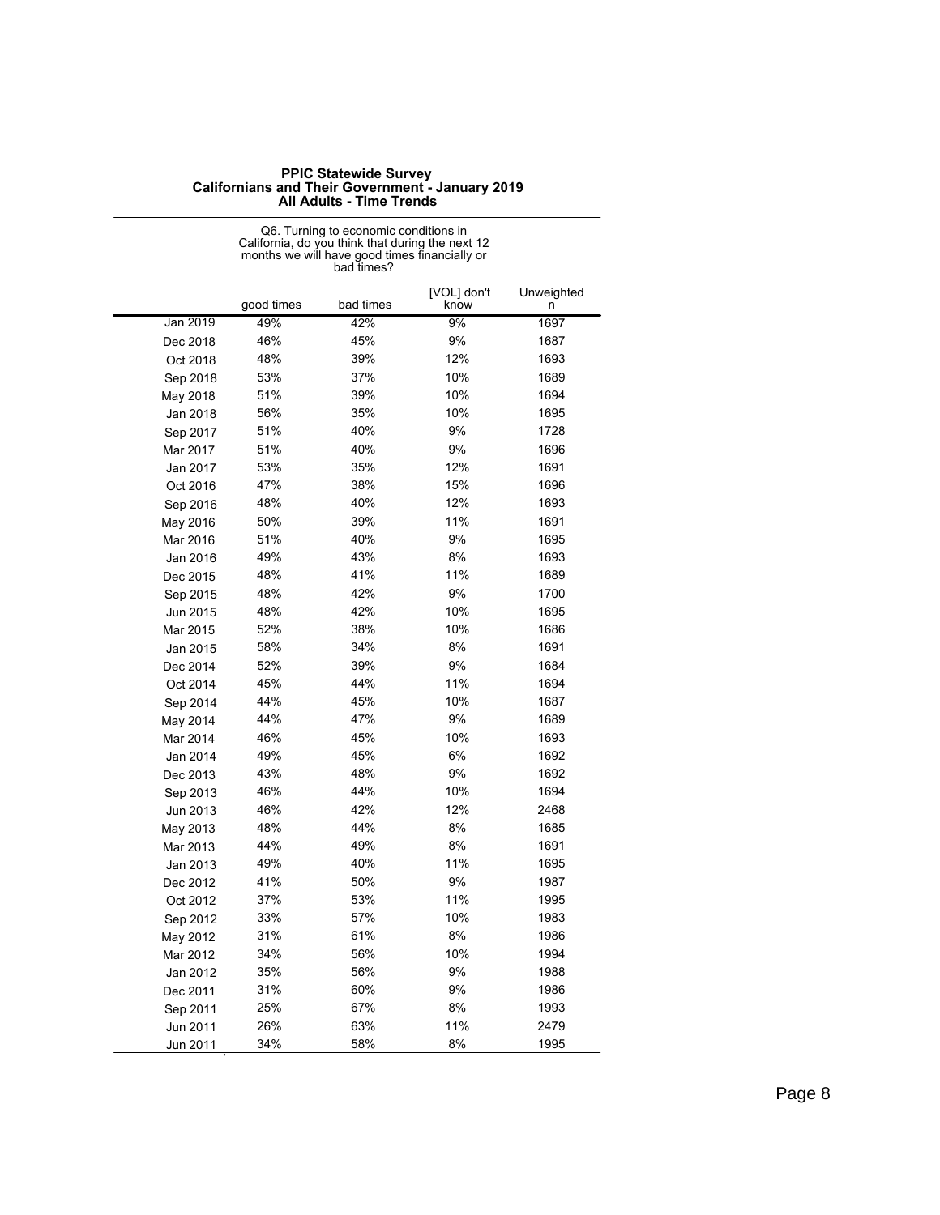**PPIC Statewide Survey**
**Californians and Their Government - January 2019**
**All Adults - Time Trends**

| | Q6. Turning to economic conditions in California, do you think that during the next 12 months we will have good times financially or bad times? | | | |
|---|---|---|---|---|
| | good times | bad times | [VOL] don't know | Unweighted n |
| Jan 2019 | 49% | 42% | 9% | 1697 |
| Dec 2018 | 46% | 45% | 9% | 1687 |
| Oct 2018 | 48% | 39% | 12% | 1693 |
| Sep 2018 | 53% | 37% | 10% | 1689 |
| May 2018 | 51% | 39% | 10% | 1694 |
| Jan 2018 | 56% | 35% | 10% | 1695 |
| Sep 2017 | 51% | 40% | 9% | 1728 |
| Mar 2017 | 51% | 40% | 9% | 1696 |
| Jan 2017 | 53% | 35% | 12% | 1691 |
| Oct 2016 | 47% | 38% | 15% | 1696 |
| Sep 2016 | 48% | 40% | 12% | 1693 |
| May 2016 | 50% | 39% | 11% | 1691 |
| Mar 2016 | 51% | 40% | 9% | 1695 |
| Jan 2016 | 49% | 43% | 8% | 1693 |
| Dec 2015 | 48% | 41% | 11% | 1689 |
| Sep 2015 | 48% | 42% | 9% | 1700 |
| Jun 2015 | 48% | 42% | 10% | 1695 |
| Mar 2015 | 52% | 38% | 10% | 1686 |
| Jan 2015 | 58% | 34% | 8% | 1691 |
| Dec 2014 | 52% | 39% | 9% | 1684 |
| Oct 2014 | 45% | 44% | 11% | 1694 |
| Sep 2014 | 44% | 45% | 10% | 1687 |
| May 2014 | 44% | 47% | 9% | 1689 |
| Mar 2014 | 46% | 45% | 10% | 1693 |
| Jan 2014 | 49% | 45% | 6% | 1692 |
| Dec 2013 | 43% | 48% | 9% | 1692 |
| Sep 2013 | 46% | 44% | 10% | 1694 |
| Jun 2013 | 46% | 42% | 12% | 2468 |
| May 2013 | 48% | 44% | 8% | 1685 |
| Mar 2013 | 44% | 49% | 8% | 1691 |
| Jan 2013 | 49% | 40% | 11% | 1695 |
| Dec 2012 | 41% | 50% | 9% | 1987 |
| Oct 2012 | 37% | 53% | 11% | 1995 |
| Sep 2012 | 33% | 57% | 10% | 1983 |
| May 2012 | 31% | 61% | 8% | 1986 |
| Mar 2012 | 34% | 56% | 10% | 1994 |
| Jan 2012 | 35% | 56% | 9% | 1988 |
| Dec 2011 | 31% | 60% | 9% | 1986 |
| Sep 2011 | 25% | 67% | 8% | 1993 |
| Jun 2011 | 26% | 63% | 11% | 2479 |
| Jun 2011 | 34% | 58% | 8% | 1995 |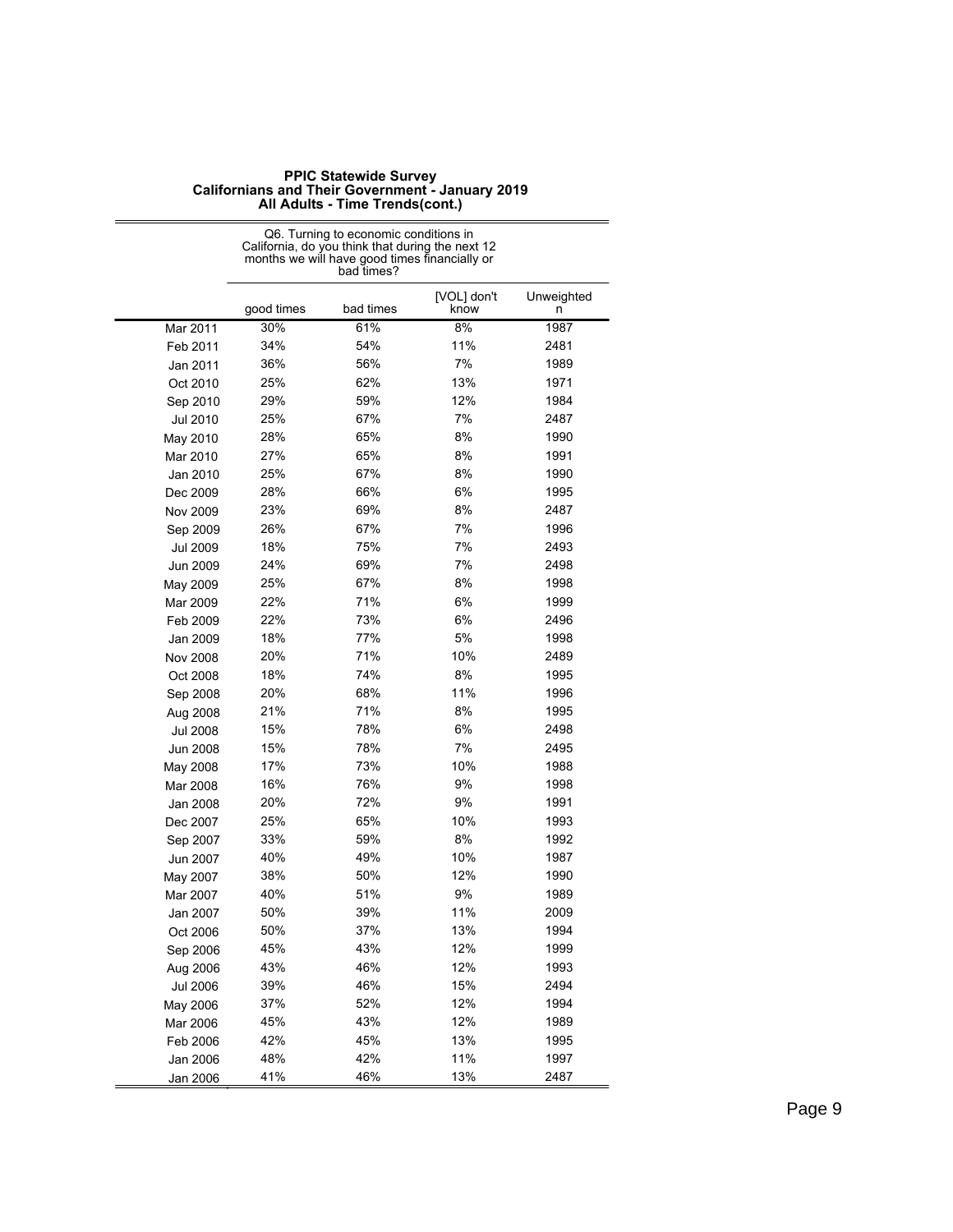**PPIC Statewide Survey**
**Californians and Their Government - January 2019**
**All Adults - Time Trends(cont.)**

| | Q6. Turning to economic conditions in California, do you think that during the next 12 months we will have good times financially or bad times? | | | |
|---|---|---|---|---|
| | good times | bad times | [VOL] don't know | Unweighted n |
| Mar 2011 | 30% | 61% | 8% | 1987 |
| Feb 2011 | 34% | 54% | 11% | 2481 |
| Jan 2011 | 36% | 56% | 7% | 1989 |
| Oct 2010 | 25% | 62% | 13% | 1971 |
| Sep 2010 | 29% | 59% | 12% | 1984 |
| Jul 2010 | 25% | 67% | 7% | 2487 |
| May 2010 | 28% | 65% | 8% | 1990 |
| Mar 2010 | 27% | 65% | 8% | 1991 |
| Jan 2010 | 25% | 67% | 8% | 1990 |
| Dec 2009 | 28% | 66% | 6% | 1995 |
| Nov 2009 | 23% | 69% | 8% | 2487 |
| Sep 2009 | 26% | 67% | 7% | 1996 |
| Jul 2009 | 18% | 75% | 7% | 2493 |
| Jun 2009 | 24% | 69% | 7% | 2498 |
| May 2009 | 25% | 67% | 8% | 1998 |
| Mar 2009 | 22% | 71% | 6% | 1999 |
| Feb 2009 | 22% | 73% | 6% | 2496 |
| Jan 2009 | 18% | 77% | 5% | 1998 |
| Nov 2008 | 20% | 71% | 10% | 2489 |
| Oct 2008 | 18% | 74% | 8% | 1995 |
| Sep 2008 | 20% | 68% | 11% | 1996 |
| Aug 2008 | 21% | 71% | 8% | 1995 |
| Jul 2008 | 15% | 78% | 6% | 2498 |
| Jun 2008 | 15% | 78% | 7% | 2495 |
| May 2008 | 17% | 73% | 10% | 1988 |
| Mar 2008 | 16% | 76% | 9% | 1998 |
| Jan 2008 | 20% | 72% | 9% | 1991 |
| Dec 2007 | 25% | 65% | 10% | 1993 |
| Sep 2007 | 33% | 59% | 8% | 1992 |
| Jun 2007 | 40% | 49% | 10% | 1987 |
| May 2007 | 38% | 50% | 12% | 1990 |
| Mar 2007 | 40% | 51% | 9% | 1989 |
| Jan 2007 | 50% | 39% | 11% | 2009 |
| Oct 2006 | 50% | 37% | 13% | 1994 |
| Sep 2006 | 45% | 43% | 12% | 1999 |
| Aug 2006 | 43% | 46% | 12% | 1993 |
| Jul 2006 | 39% | 46% | 15% | 2494 |
| May 2006 | 37% | 52% | 12% | 1994 |
| Mar 2006 | 45% | 43% | 12% | 1989 |
| Feb 2006 | 42% | 45% | 13% | 1995 |
| Jan 2006 | 48% | 42% | 11% | 1997 |
| Jan 2006 | 41% | 46% | 13% | 2487 |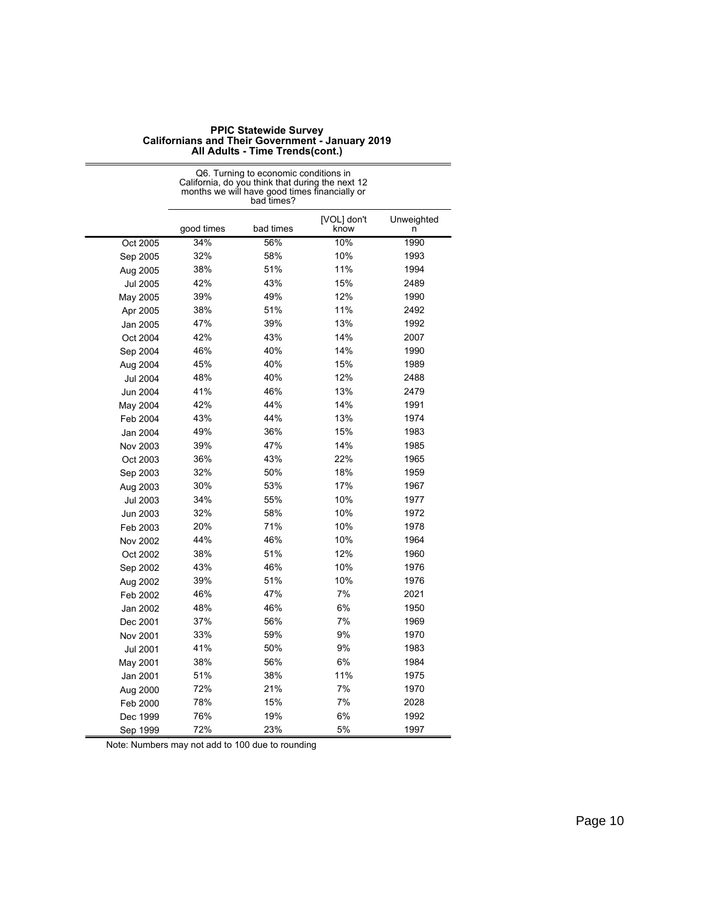**PPIC Statewide Survey**
**Californians and Their Government - January 2019**
**All Adults - Time Trends(cont.)**

| | Q6. Turning to economic conditions in California, do you think that during the next 12 months we will have good times financially or bad times? | | | |
|---|---|---|---|---|
| | good times | bad times | [VOL] don't know | Unweighted n |
| Oct 2005 | 34% | 56% | 10% | 1990 |
| Sep 2005 | 32% | 58% | 10% | 1993 |
| Aug 2005 | 38% | 51% | 11% | 1994 |
| Jul 2005 | 42% | 43% | 15% | 2489 |
| May 2005 | 39% | 49% | 12% | 1990 |
| Apr 2005 | 38% | 51% | 11% | 2492 |
| Jan 2005 | 47% | 39% | 13% | 1992 |
| Oct 2004 | 42% | 43% | 14% | 2007 |
| Sep 2004 | 46% | 40% | 14% | 1990 |
| Aug 2004 | 45% | 40% | 15% | 1989 |
| Jul 2004 | 48% | 40% | 12% | 2488 |
| Jun 2004 | 41% | 46% | 13% | 2479 |
| May 2004 | 42% | 44% | 14% | 1991 |
| Feb 2004 | 43% | 44% | 13% | 1974 |
| Jan 2004 | 49% | 36% | 15% | 1983 |
| Nov 2003 | 39% | 47% | 14% | 1985 |
| Oct 2003 | 36% | 43% | 22% | 1965 |
| Sep 2003 | 32% | 50% | 18% | 1959 |
| Aug 2003 | 30% | 53% | 17% | 1967 |
| Jul 2003 | 34% | 55% | 10% | 1977 |
| Jun 2003 | 32% | 58% | 10% | 1972 |
| Feb 2003 | 20% | 71% | 10% | 1978 |
| Nov 2002 | 44% | 46% | 10% | 1964 |
| Oct 2002 | 38% | 51% | 12% | 1960 |
| Sep 2002 | 43% | 46% | 10% | 1976 |
| Aug 2002 | 39% | 51% | 10% | 1976 |
| Feb 2002 | 46% | 47% | 7% | 2021 |
| Jan 2002 | 48% | 46% | 6% | 1950 |
| Dec 2001 | 37% | 56% | 7% | 1969 |
| Nov 2001 | 33% | 59% | 9% | 1970 |
| Jul 2001 | 41% | 50% | 9% | 1983 |
| May 2001 | 38% | 56% | 6% | 1984 |
| Jan 2001 | 51% | 38% | 11% | 1975 |
| Aug 2000 | 72% | 21% | 7% | 1970 |
| Feb 2000 | 78% | 15% | 7% | 2028 |
| Dec 1999 | 76% | 19% | 6% | 1992 |
| Sep 1999 | 72% | 23% | 5% | 1997 |

Note: Numbers may not add to 100 due to rounding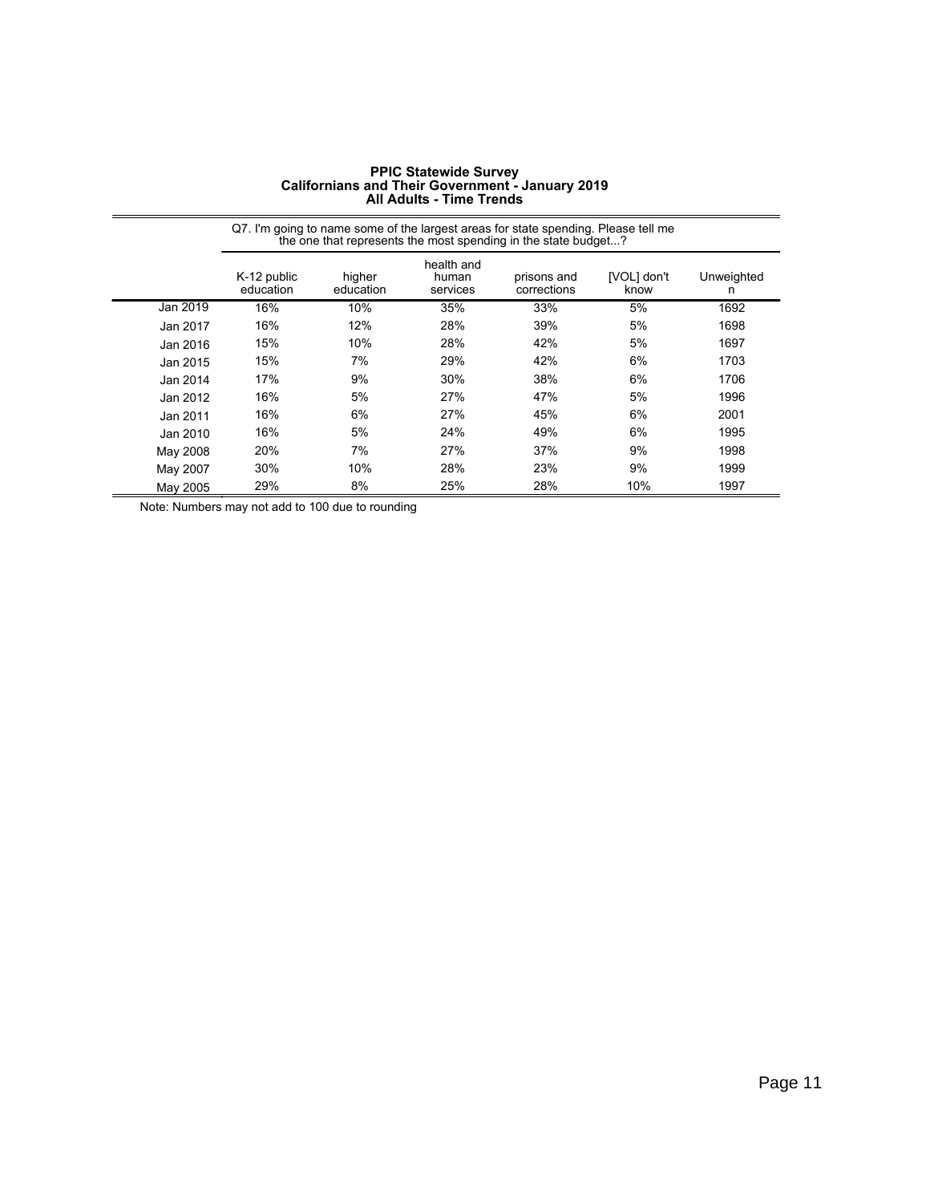**PPIC Statewide Survey**
**Californians and Their Government - January 2019**
**All Adults - Time Trends**

| | Q7. I'm going to name some of the largest areas for state spending. Please tell me the one that represents the most spending in the state budget...? | | | | | |
|---|---|---|---|---|---|---|
| | K-12 public education | higher education | health and human services | prisons and corrections | [VOL] don't know | Unweighted n |
| Jan 2019 | 16% | 10% | 35% | 33% | 5% | 1692 |
| Jan 2017 | 16% | 12% | 28% | 39% | 5% | 1698 |
| Jan 2016 | 15% | 10% | 28% | 42% | 5% | 1697 |
| Jan 2015 | 15% | 7% | 29% | 42% | 6% | 1703 |
| Jan 2014 | 17% | 9% | 30% | 38% | 6% | 1706 |
| Jan 2012 | 16% | 5% | 27% | 47% | 5% | 1996 |
| Jan 2011 | 16% | 6% | 27% | 45% | 6% | 2001 |
| Jan 2010 | 16% | 5% | 24% | 49% | 6% | 1995 |
| May 2008 | 20% | 7% | 27% | 37% | 9% | 1998 |
| May 2007 | 30% | 10% | 28% | 23% | 9% | 1999 |
| May 2005 | 29% | 8% | 25% | 28% | 10% | 1997 |

Note: Numbers may not add to 100 due to rounding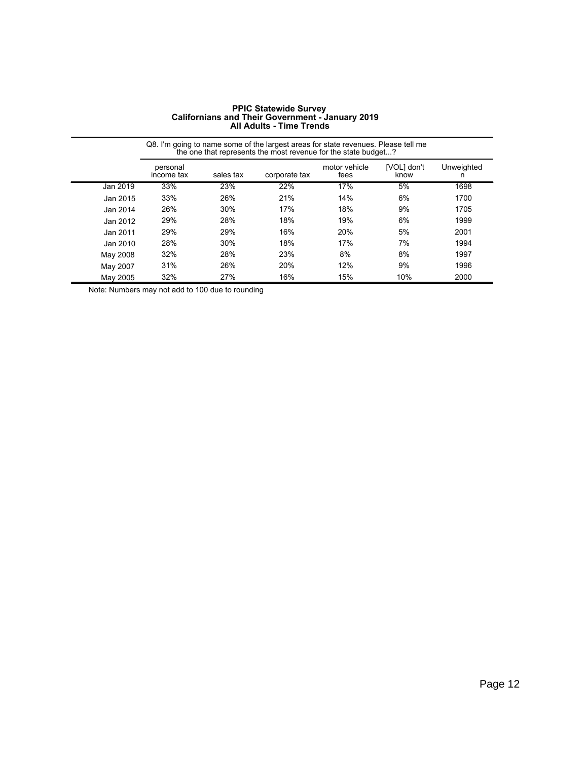**PPIC Statewide Survey**
**Californians and Their Government - January 2019**
**All Adults - Time Trends**

| | Q8. I'm going to name some of the largest areas for state revenues. Please tell me the one that represents the most revenue for the state budget...? | | | | | |
|---|---|---|---|---|---|---|
| | personal income tax | sales tax | corporate tax | motor vehicle fees | [VOL] don't know | Unweighted n |
| Jan 2019 | 33% | 23% | 22% | 17% | 5% | 1698 |
| Jan 2015 | 33% | 26% | 21% | 14% | 6% | 1700 |
| Jan 2014 | 26% | 30% | 17% | 18% | 9% | 1705 |
| Jan 2012 | 29% | 28% | 18% | 19% | 6% | 1999 |
| Jan 2011 | 29% | 29% | 16% | 20% | 5% | 2001 |
| Jan 2010 | 28% | 30% | 18% | 17% | 7% | 1994 |
| May 2008 | 32% | 28% | 23% | 8% | 8% | 1997 |
| May 2007 | 31% | 26% | 20% | 12% | 9% | 1996 |
| May 2005 | 32% | 27% | 16% | 15% | 10% | 2000 |

Note: Numbers may not add to 100 due to rounding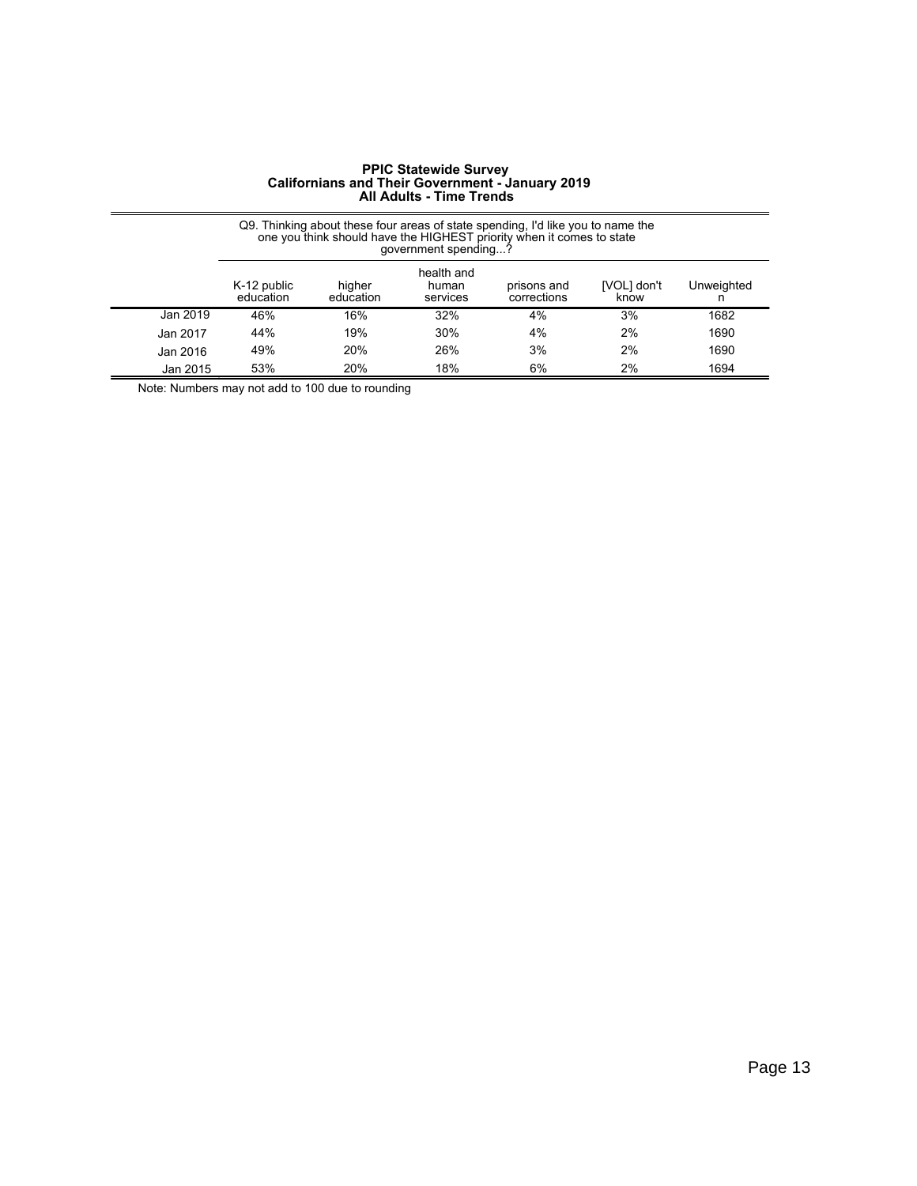**PPIC Statewide Survey**
**Californians and Their Government - January 2019**
**All Adults - Time Trends**

| | Q9. Thinking about these four areas of state spending, I'd like you to name the one you think should have the HIGHEST priority when it comes to state government spending...? | | | | | |
|---|---|---|---|---|---|---|
| | K-12 public education | higher education | health and human services | prisons and corrections | [VOL] don't know | Unweighted n |
| Jan 2019 | 46% | 16% | 32% | 4% | 3% | 1682 |
| Jan 2017 | 44% | 19% | 30% | 4% | 2% | 1690 |
| Jan 2016 | 49% | 20% | 26% | 3% | 2% | 1690 |
| Jan 2015 | 53% | 20% | 18% | 6% | 2% | 1694 |

Note: Numbers may not add to 100 due to rounding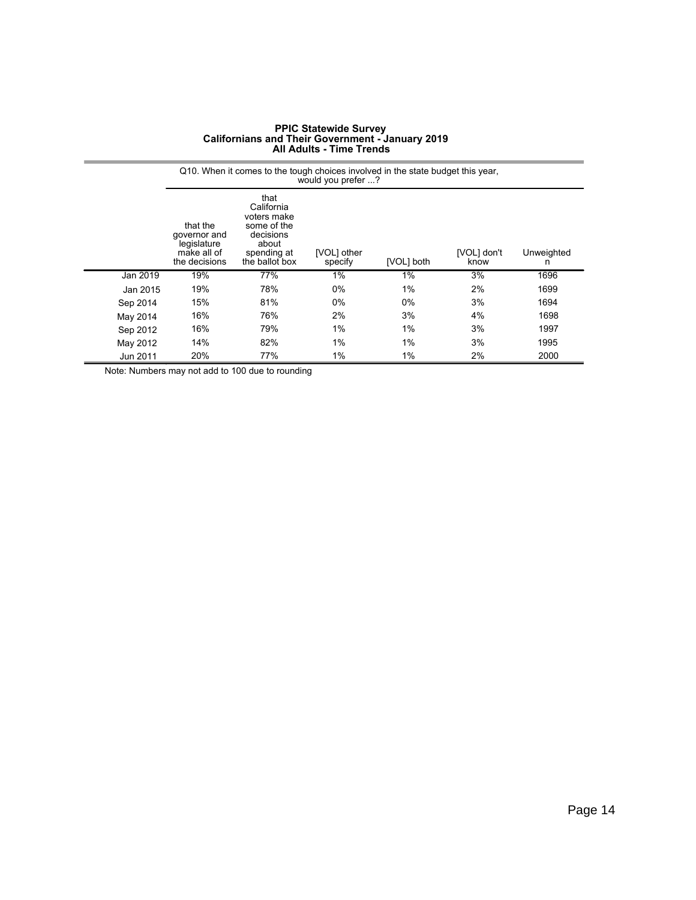**PPIC Statewide Survey**
**Californians and Their Government - January 2019**
**All Adults - Time Trends**

| | Q10. When it comes to the tough choices involved in the state budget this year, would you prefer ...? | | | | | |
|---|---|---|---|---|---|---|
| | that the governor and legislature make all of the decisions | that California voters make some of the decisions about spending at the ballot box | [VOL] other specify | [VOL] both | [VOL] don't know | Unweighted n |
| Jan 2019 | 19% | 77% | 1% | 1% | 3% | 1696 |
| Jan 2015 | 19% | 78% | 0% | 1% | 2% | 1699 |
| Sep 2014 | 15% | 81% | 0% | 0% | 3% | 1694 |
| May 2014 | 16% | 76% | 2% | 3% | 4% | 1698 |
| Sep 2012 | 16% | 79% | 1% | 1% | 3% | 1997 |
| May 2012 | 14% | 82% | 1% | 1% | 3% | 1995 |
| Jun 2011 | 20% | 77% | 1% | 1% | 2% | 2000 |

Note: Numbers may not add to 100 due to rounding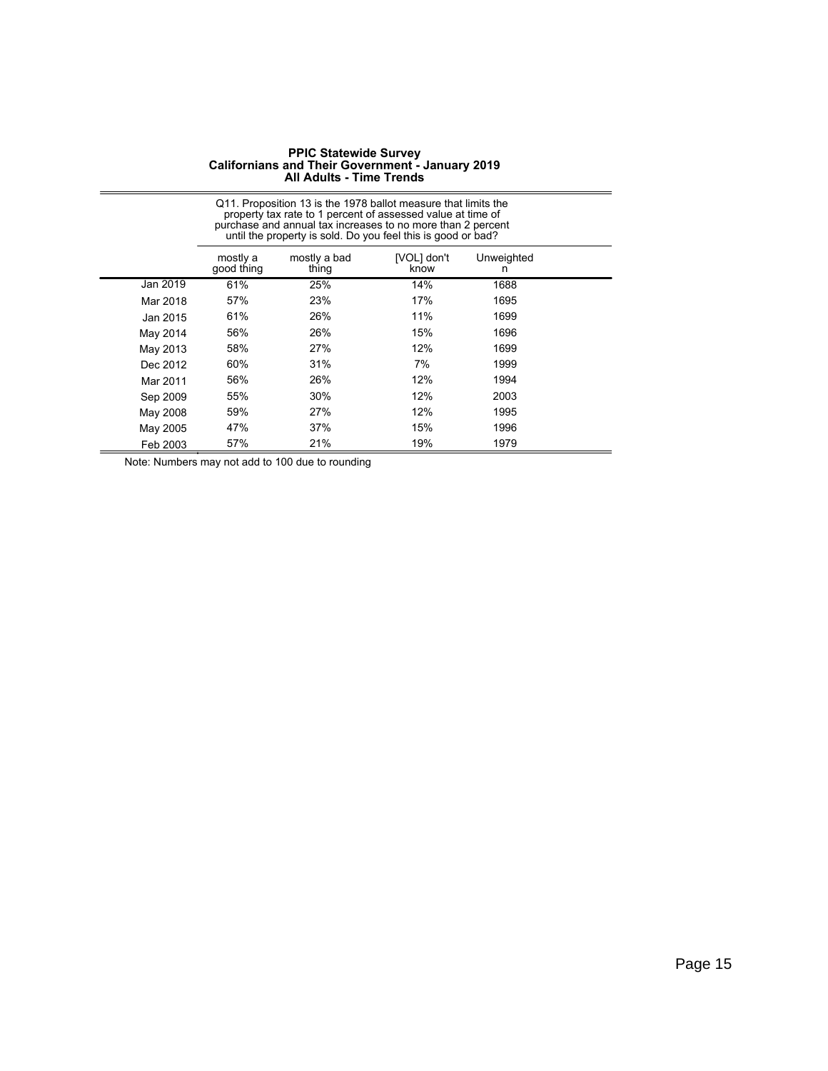**PPIC Statewide Survey**
**Californians and Their Government - January 2019**
**All Adults - Time Trends**

| | Q11. Proposition 13 is the 1978 ballot measure that limits the property tax rate to 1 percent of assessed value at time of purchase and annual tax increases to no more than 2 percent until the property is sold. Do you feel this is good or bad? | | | |
|---|---|---|---|---|
| | mostly a good thing | mostly a bad thing | [VOL] don't know | Unweighted n |
| Jan 2019 | 61% | 25% | 14% | 1688 |
| Mar 2018 | 57% | 23% | 17% | 1695 |
| Jan 2015 | 61% | 26% | 11% | 1699 |
| May 2014 | 56% | 26% | 15% | 1696 |
| May 2013 | 58% | 27% | 12% | 1699 |
| Dec 2012 | 60% | 31% | 7% | 1999 |
| Mar 2011 | 56% | 26% | 12% | 1994 |
| Sep 2009 | 55% | 30% | 12% | 2003 |
| May 2008 | 59% | 27% | 12% | 1995 |
| May 2005 | 47% | 37% | 15% | 1996 |
| Feb 2003 | 57% | 21% | 19% | 1979 |

Note: Numbers may not add to 100 due to rounding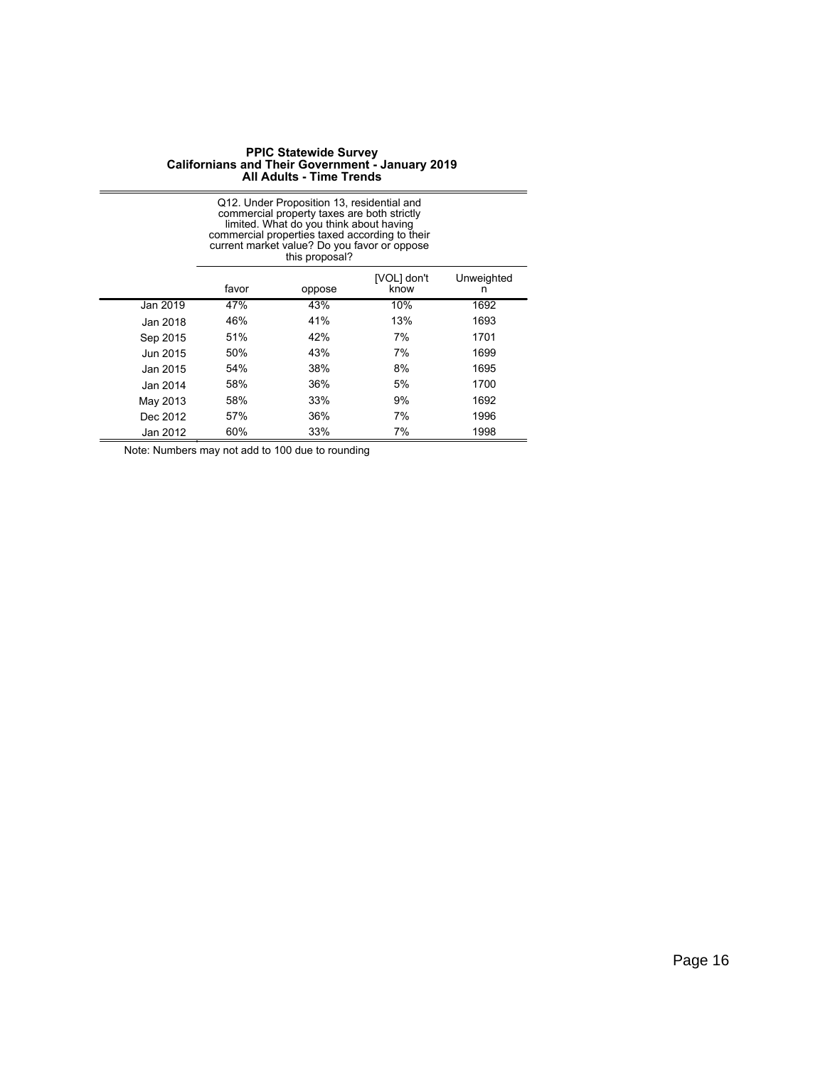**PPIC Statewide Survey**
**Californians and Their Government - January 2019**
**All Adults - Time Trends**

| | Q12. Under Proposition 13, residential and commercial property taxes are both strictly limited. What do you think about having commercial properties taxed according to their current market value? Do you favor or oppose this proposal? | | | |
|---|---|---|---|---|
| | favor | oppose | [VOL] don't know | Unweighted n |
| Jan 2019 | 47% | 43% | 10% | 1692 |
| Jan 2018 | 46% | 41% | 13% | 1693 |
| Sep 2015 | 51% | 42% | 7% | 1701 |
| Jun 2015 | 50% | 43% | 7% | 1699 |
| Jan 2015 | 54% | 38% | 8% | 1695 |
| Jan 2014 | 58% | 36% | 5% | 1700 |
| May 2013 | 58% | 33% | 9% | 1692 |
| Dec 2012 | 57% | 36% | 7% | 1996 |
| Jan 2012 | 60% | 33% | 7% | 1998 |

Note: Numbers may not add to 100 due to rounding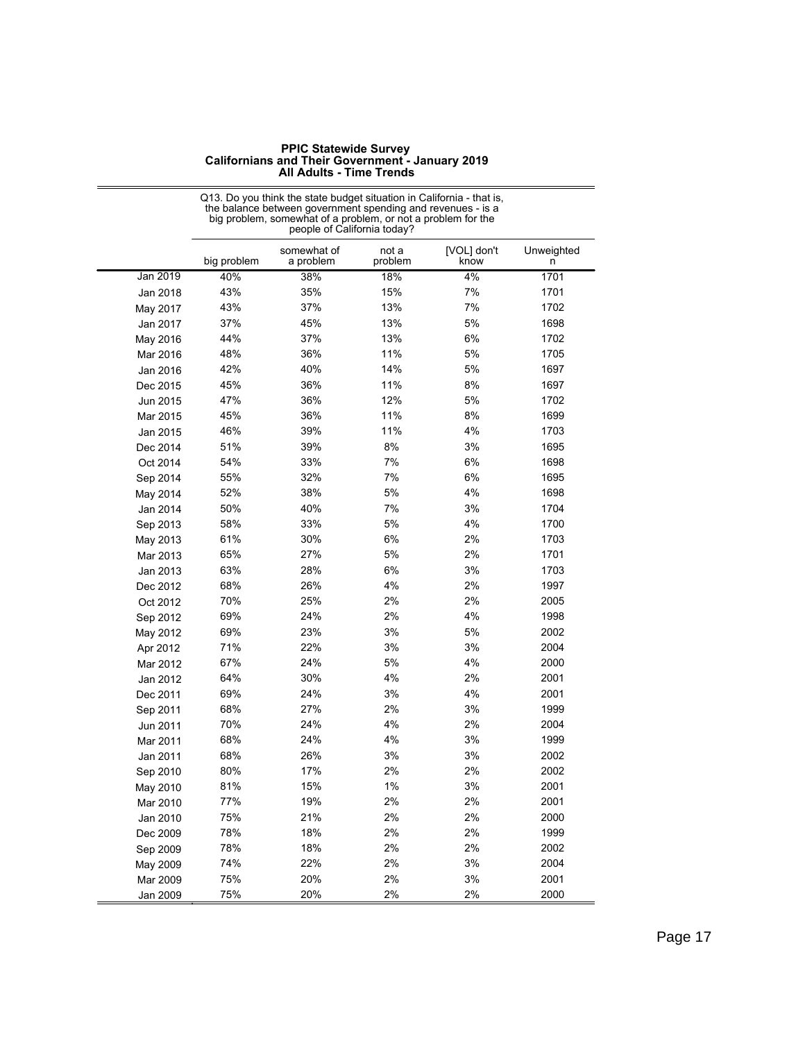**PPIC Statewide Survey**
**Californians and Their Government - January 2019**
**All Adults - Time Trends**

Q13. Do you think the state budget situation in California - that is, the balance between government spending and revenues - is a big problem, somewhat of a problem, or not a problem for the people of California today?

| | big problem | somewhat of a problem | not a problem | [VOL] don't know | Unweighted n |
|---|---|---|---|---|---|
| Jan 2019 | 40% | 38% | 18% | 4% | 1701 |
| Jan 2018 | 43% | 35% | 15% | 7% | 1701 |
| May 2017 | 43% | 37% | 13% | 7% | 1702 |
| Jan 2017 | 37% | 45% | 13% | 5% | 1698 |
| May 2016 | 44% | 37% | 13% | 6% | 1702 |
| Mar 2016 | 48% | 36% | 11% | 5% | 1705 |
| Jan 2016 | 42% | 40% | 14% | 5% | 1697 |
| Dec 2015 | 45% | 36% | 11% | 8% | 1697 |
| Jun 2015 | 47% | 36% | 12% | 5% | 1702 |
| Mar 2015 | 45% | 36% | 11% | 8% | 1699 |
| Jan 2015 | 46% | 39% | 11% | 4% | 1703 |
| Dec 2014 | 51% | 39% | 8% | 3% | 1695 |
| Oct 2014 | 54% | 33% | 7% | 6% | 1698 |
| Sep 2014 | 55% | 32% | 7% | 6% | 1695 |
| May 2014 | 52% | 38% | 5% | 4% | 1698 |
| Jan 2014 | 50% | 40% | 7% | 3% | 1704 |
| Sep 2013 | 58% | 33% | 5% | 4% | 1700 |
| May 2013 | 61% | 30% | 6% | 2% | 1703 |
| Mar 2013 | 65% | 27% | 5% | 2% | 1701 |
| Jan 2013 | 63% | 28% | 6% | 3% | 1703 |
| Dec 2012 | 68% | 26% | 4% | 2% | 1997 |
| Oct 2012 | 70% | 25% | 2% | 2% | 2005 |
| Sep 2012 | 69% | 24% | 2% | 4% | 1998 |
| May 2012 | 69% | 23% | 3% | 5% | 2002 |
| Apr 2012 | 71% | 22% | 3% | 3% | 2004 |
| Mar 2012 | 67% | 24% | 5% | 4% | 2000 |
| Jan 2012 | 64% | 30% | 4% | 2% | 2001 |
| Dec 2011 | 69% | 24% | 3% | 4% | 2001 |
| Sep 2011 | 68% | 27% | 2% | 3% | 1999 |
| Jun 2011 | 70% | 24% | 4% | 2% | 2004 |
| Mar 2011 | 68% | 24% | 4% | 3% | 1999 |
| Jan 2011 | 68% | 26% | 3% | 3% | 2002 |
| Sep 2010 | 80% | 17% | 2% | 2% | 2002 |
| May 2010 | 81% | 15% | 1% | 3% | 2001 |
| Mar 2010 | 77% | 19% | 2% | 2% | 2001 |
| Jan 2010 | 75% | 21% | 2% | 2% | 2000 |
| Dec 2009 | 78% | 18% | 2% | 2% | 1999 |
| Sep 2009 | 78% | 18% | 2% | 2% | 2002 |
| May 2009 | 74% | 22% | 2% | 3% | 2004 |
| Mar 2009 | 75% | 20% | 2% | 3% | 2001 |
| Jan 2009 | 75% | 20% | 2% | 2% | 2000 |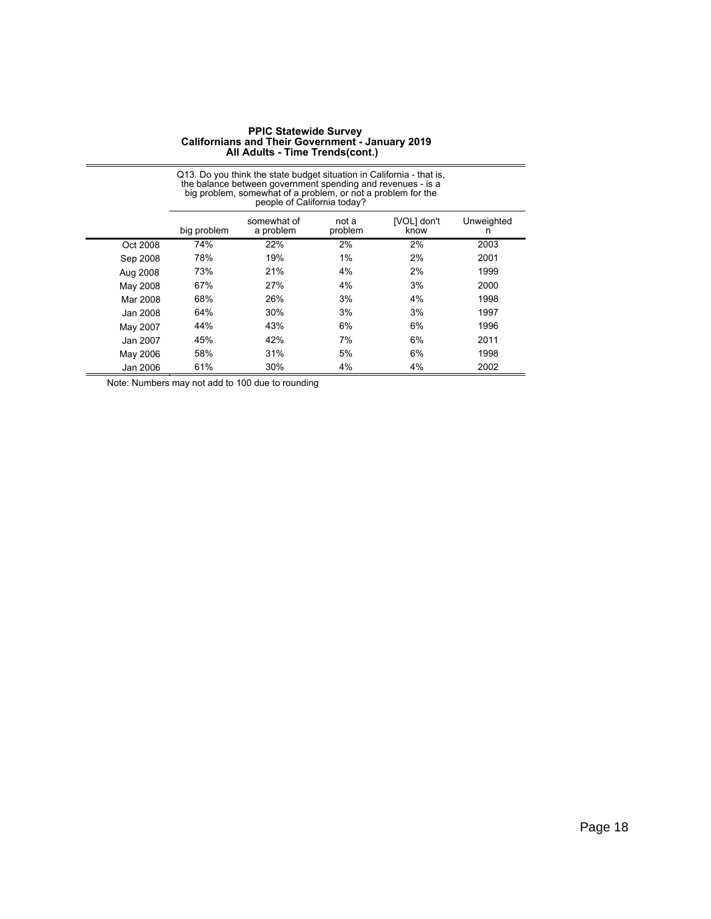**PPIC Statewide Survey**
**Californians and Their Government - January 2019**
**All Adults - Time Trends(cont.)**

| | Q13. Do you think the state budget situation in California - that is, the balance between government spending and revenues - is a big problem, somewhat of a problem, or not a problem for the people of California today? | | | | |
|---|---|---|---|---|---|
| | big problem | somewhat of a problem | not a problem | [VOL] don't know | Unweighted n |
| Oct 2008 | 74% | 22% | 2% | 2% | 2003 |
| Sep 2008 | 78% | 19% | 1% | 2% | 2001 |
| Aug 2008 | 73% | 21% | 4% | 2% | 1999 |
| May 2008 | 67% | 27% | 4% | 3% | 2000 |
| Mar 2008 | 68% | 26% | 3% | 4% | 1998 |
| Jan 2008 | 64% | 30% | 3% | 3% | 1997 |
| May 2007 | 44% | 43% | 6% | 6% | 1996 |
| Jan 2007 | 45% | 42% | 7% | 6% | 2011 |
| May 2006 | 58% | 31% | 5% | 6% | 1998 |
| Jan 2006 | 61% | 30% | 4% | 4% | 2002 |

Note: Numbers may not add to 100 due to rounding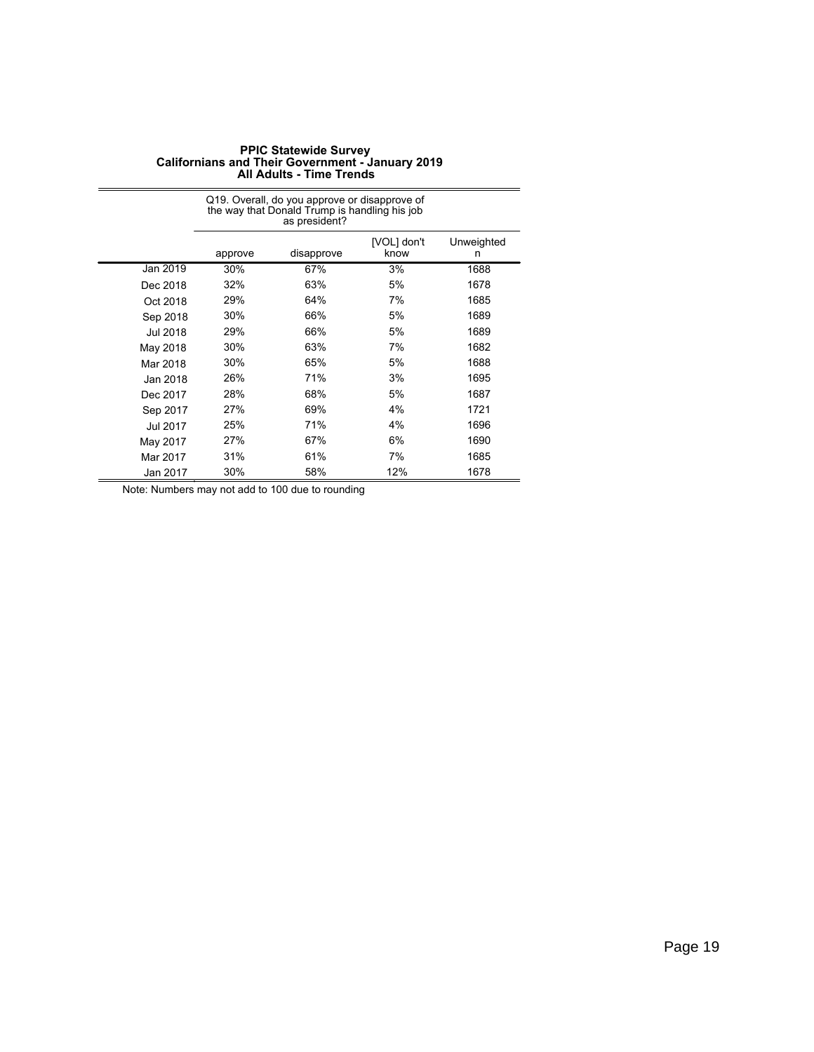**PPIC Statewide Survey**
**Californians and Their Government - January 2019**
**All Adults - Time Trends**

| | Q19. Overall, do you approve or disapprove of the way that Donald Trump is handling his job as president? | | | |
|---|---|---|---|---|
| | approve | disapprove | [VOL] don't know | Unweighted n |
| Jan 2019 | 30% | 67% | 3% | 1688 |
| Dec 2018 | 32% | 63% | 5% | 1678 |
| Oct 2018 | 29% | 64% | 7% | 1685 |
| Sep 2018 | 30% | 66% | 5% | 1689 |
| Jul 2018 | 29% | 66% | 5% | 1689 |
| May 2018 | 30% | 63% | 7% | 1682 |
| Mar 2018 | 30% | 65% | 5% | 1688 |
| Jan 2018 | 26% | 71% | 3% | 1695 |
| Dec 2017 | 28% | 68% | 5% | 1687 |
| Sep 2017 | 27% | 69% | 4% | 1721 |
| Jul 2017 | 25% | 71% | 4% | 1696 |
| May 2017 | 27% | 67% | 6% | 1690 |
| Mar 2017 | 31% | 61% | 7% | 1685 |
| Jan 2017 | 30% | 58% | 12% | 1678 |

Note: Numbers may not add to 100 due to rounding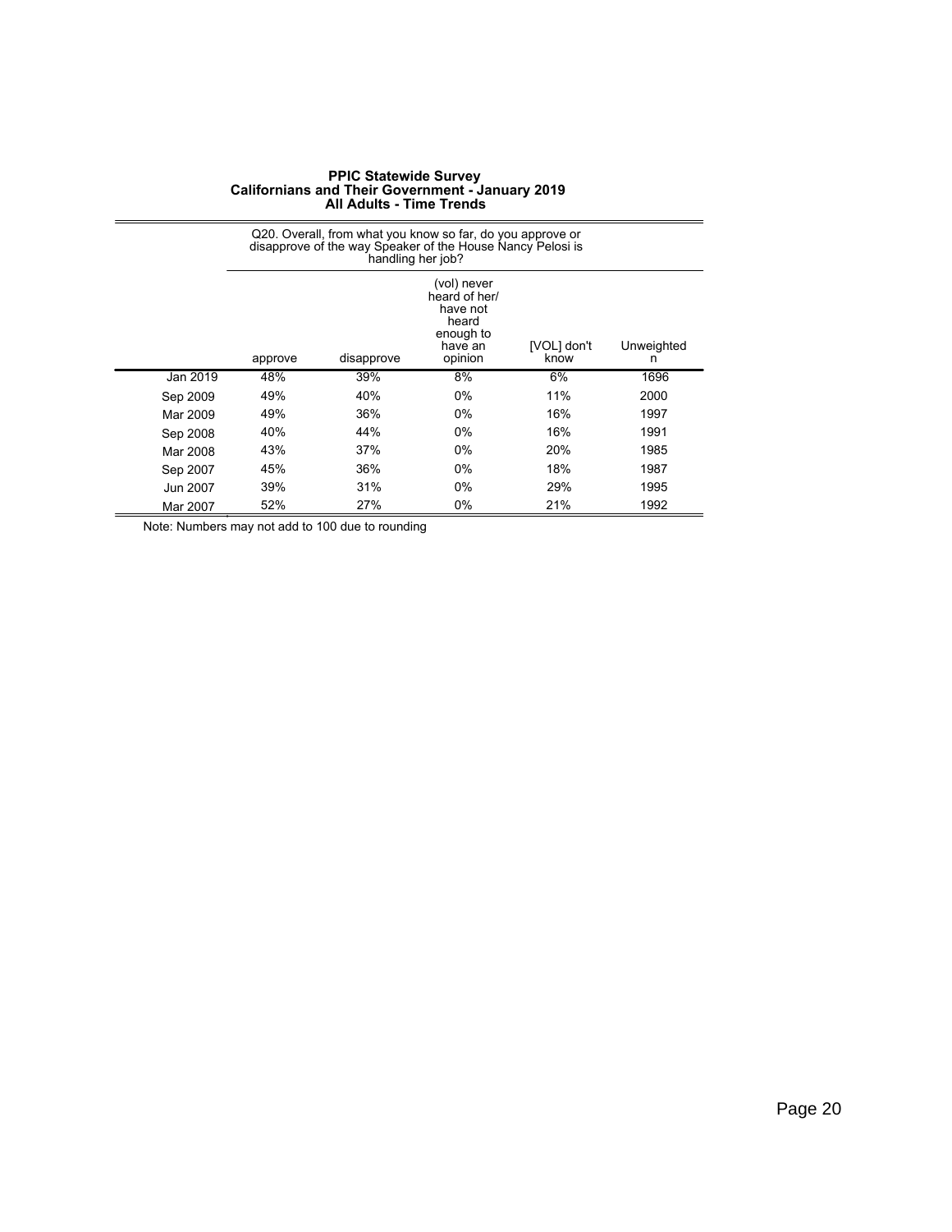**PPIC Statewide Survey**
**Californians and Their Government - January 2019**
**All Adults - Time Trends**

Q20. Overall, from what you know so far, do you approve or disapprove of the way Speaker of the House Nancy Pelosi is handling her job?

| | approve | disapprove | (vol) never heard of her/ have not heard enough to have an opinion | [VOL] don't know | Unweighted n |
|---|---|---|---|---|---|
| Jan 2019 | 48% | 39% | 8% | 6% | 1696 |
| Sep 2009 | 49% | 40% | 0% | 11% | 2000 |
| Mar 2009 | 49% | 36% | 0% | 16% | 1997 |
| Sep 2008 | 40% | 44% | 0% | 16% | 1991 |
| Mar 2008 | 43% | 37% | 0% | 20% | 1985 |
| Sep 2007 | 45% | 36% | 0% | 18% | 1987 |
| Jun 2007 | 39% | 31% | 0% | 29% | 1995 |
| Mar 2007 | 52% | 27% | 0% | 21% | 1992 |

Note: Numbers may not add to 100 due to rounding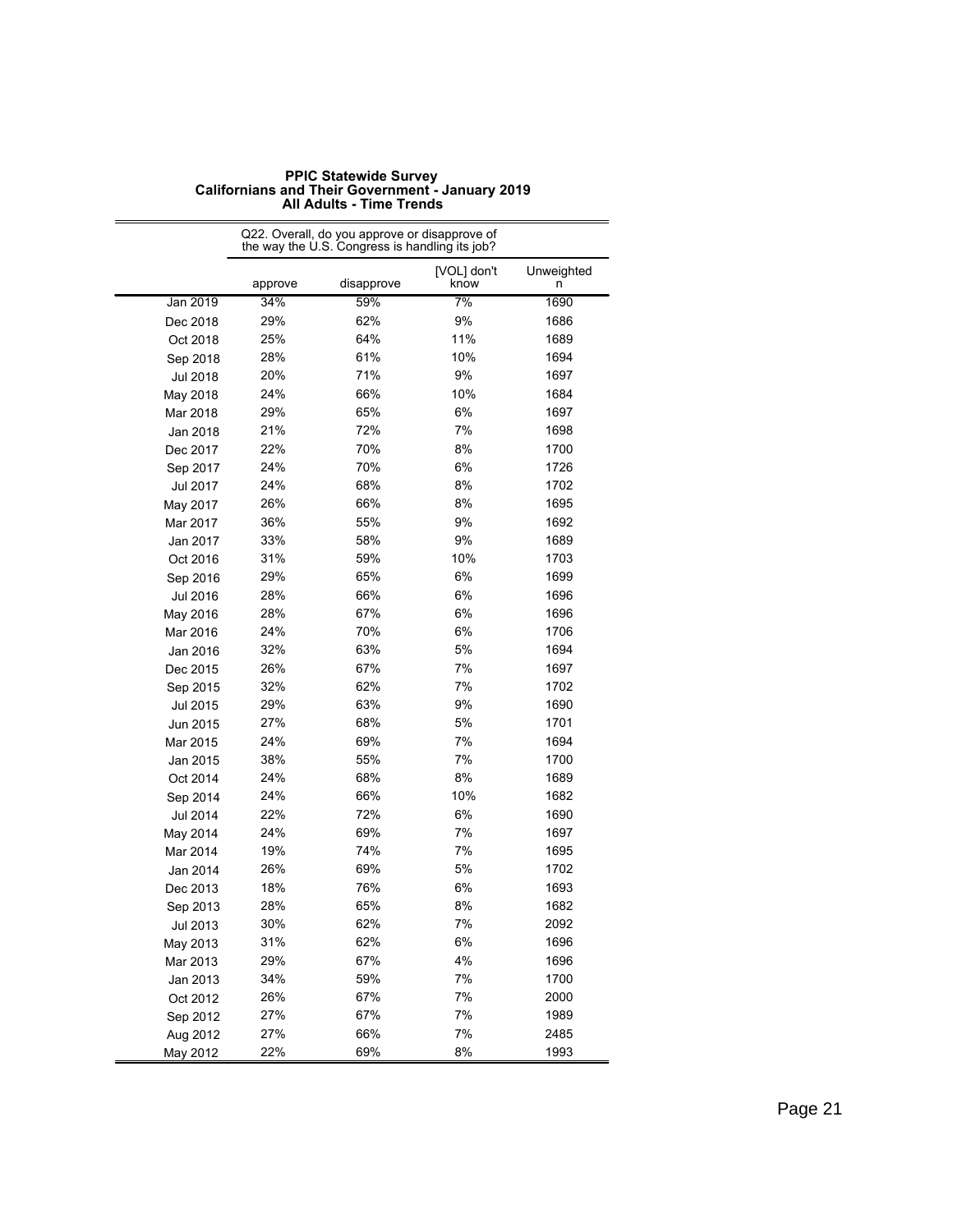**PPIC Statewide Survey**
**Californians and Their Government - January 2019**
**All Adults - Time Trends**

| | Q22. Overall, do you approve or disapprove of the way the U.S. Congress is handling its job? | | | |
|---|---|---|---|---|
| | approve | disapprove | [VOL] don't know | Unweighted n |
| Jan 2019 | 34% | 59% | 7% | 1690 |
| Dec 2018 | 29% | 62% | 9% | 1686 |
| Oct 2018 | 25% | 64% | 11% | 1689 |
| Sep 2018 | 28% | 61% | 10% | 1694 |
| Jul 2018 | 20% | 71% | 9% | 1697 |
| May 2018 | 24% | 66% | 10% | 1684 |
| Mar 2018 | 29% | 65% | 6% | 1697 |
| Jan 2018 | 21% | 72% | 7% | 1698 |
| Dec 2017 | 22% | 70% | 8% | 1700 |
| Sep 2017 | 24% | 70% | 6% | 1726 |
| Jul 2017 | 24% | 68% | 8% | 1702 |
| May 2017 | 26% | 66% | 8% | 1695 |
| Mar 2017 | 36% | 55% | 9% | 1692 |
| Jan 2017 | 33% | 58% | 9% | 1689 |
| Oct 2016 | 31% | 59% | 10% | 1703 |
| Sep 2016 | 29% | 65% | 6% | 1699 |
| Jul 2016 | 28% | 66% | 6% | 1696 |
| May 2016 | 28% | 67% | 6% | 1696 |
| Mar 2016 | 24% | 70% | 6% | 1706 |
| Jan 2016 | 32% | 63% | 5% | 1694 |
| Dec 2015 | 26% | 67% | 7% | 1697 |
| Sep 2015 | 32% | 62% | 7% | 1702 |
| Jul 2015 | 29% | 63% | 9% | 1690 |
| Jun 2015 | 27% | 68% | 5% | 1701 |
| Mar 2015 | 24% | 69% | 7% | 1694 |
| Jan 2015 | 38% | 55% | 7% | 1700 |
| Oct 2014 | 24% | 68% | 8% | 1689 |
| Sep 2014 | 24% | 66% | 10% | 1682 |
| Jul 2014 | 22% | 72% | 6% | 1690 |
| May 2014 | 24% | 69% | 7% | 1697 |
| Mar 2014 | 19% | 74% | 7% | 1695 |
| Jan 2014 | 26% | 69% | 5% | 1702 |
| Dec 2013 | 18% | 76% | 6% | 1693 |
| Sep 2013 | 28% | 65% | 8% | 1682 |
| Jul 2013 | 30% | 62% | 7% | 2092 |
| May 2013 | 31% | 62% | 6% | 1696 |
| Mar 2013 | 29% | 67% | 4% | 1696 |
| Jan 2013 | 34% | 59% | 7% | 1700 |
| Oct 2012 | 26% | 67% | 7% | 2000 |
| Sep 2012 | 27% | 67% | 7% | 1989 |
| Aug 2012 | 27% | 66% | 7% | 2485 |
| May 2012 | 22% | 69% | 8% | 1993 |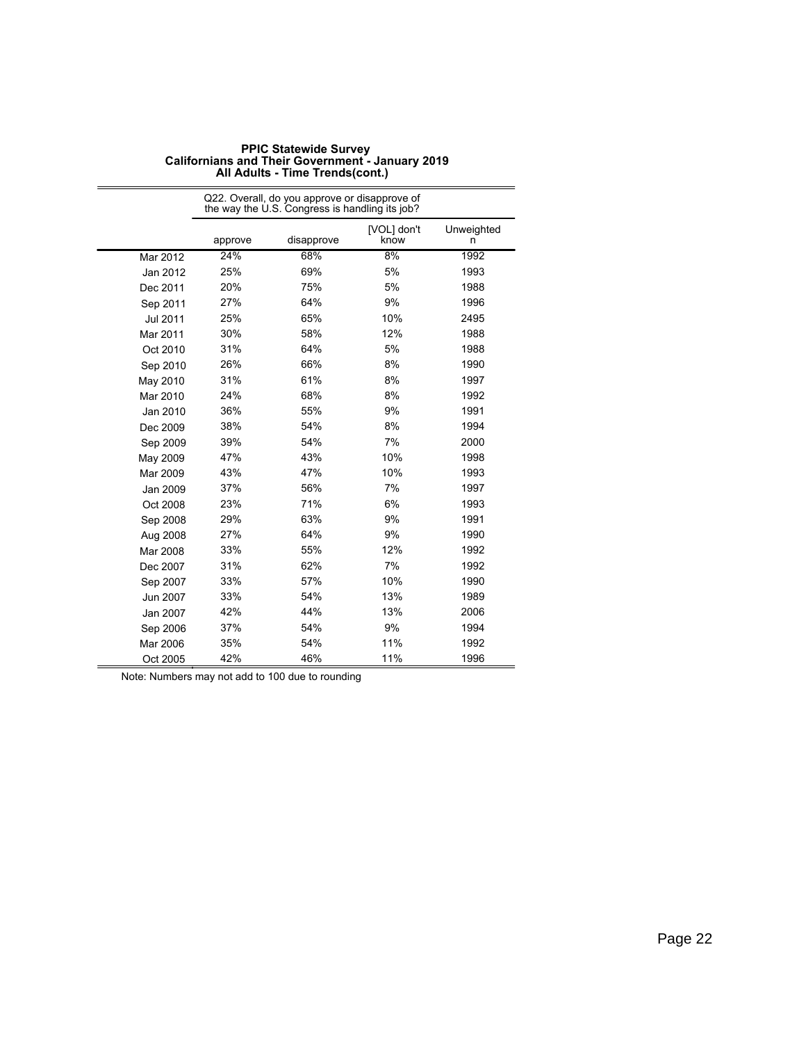**PPIC Statewide Survey**
**Californians and Their Government - January 2019**
**All Adults - Time Trends(cont.)**

| | Q22. Overall, do you approve or disapprove of the way the U.S. Congress is handling its job? | | | |
|---|---|---|---|---|
| | approve | disapprove | [VOL] don't know | Unweighted n |
| Mar 2012 | 24% | 68% | 8% | 1992 |
| Jan 2012 | 25% | 69% | 5% | 1993 |
| Dec 2011 | 20% | 75% | 5% | 1988 |
| Sep 2011 | 27% | 64% | 9% | 1996 |
| Jul 2011 | 25% | 65% | 10% | 2495 |
| Mar 2011 | 30% | 58% | 12% | 1988 |
| Oct 2010 | 31% | 64% | 5% | 1988 |
| Sep 2010 | 26% | 66% | 8% | 1990 |
| May 2010 | 31% | 61% | 8% | 1997 |
| Mar 2010 | 24% | 68% | 8% | 1992 |
| Jan 2010 | 36% | 55% | 9% | 1991 |
| Dec 2009 | 38% | 54% | 8% | 1994 |
| Sep 2009 | 39% | 54% | 7% | 2000 |
| May 2009 | 47% | 43% | 10% | 1998 |
| Mar 2009 | 43% | 47% | 10% | 1993 |
| Jan 2009 | 37% | 56% | 7% | 1997 |
| Oct 2008 | 23% | 71% | 6% | 1993 |
| Sep 2008 | 29% | 63% | 9% | 1991 |
| Aug 2008 | 27% | 64% | 9% | 1990 |
| Mar 2008 | 33% | 55% | 12% | 1992 |
| Dec 2007 | 31% | 62% | 7% | 1992 |
| Sep 2007 | 33% | 57% | 10% | 1990 |
| Jun 2007 | 33% | 54% | 13% | 1989 |
| Jan 2007 | 42% | 44% | 13% | 2006 |
| Sep 2006 | 37% | 54% | 9% | 1994 |
| Mar 2006 | 35% | 54% | 11% | 1992 |
| Oct 2005 | 42% | 46% | 11% | 1996 |

Note: Numbers may not add to 100 due to rounding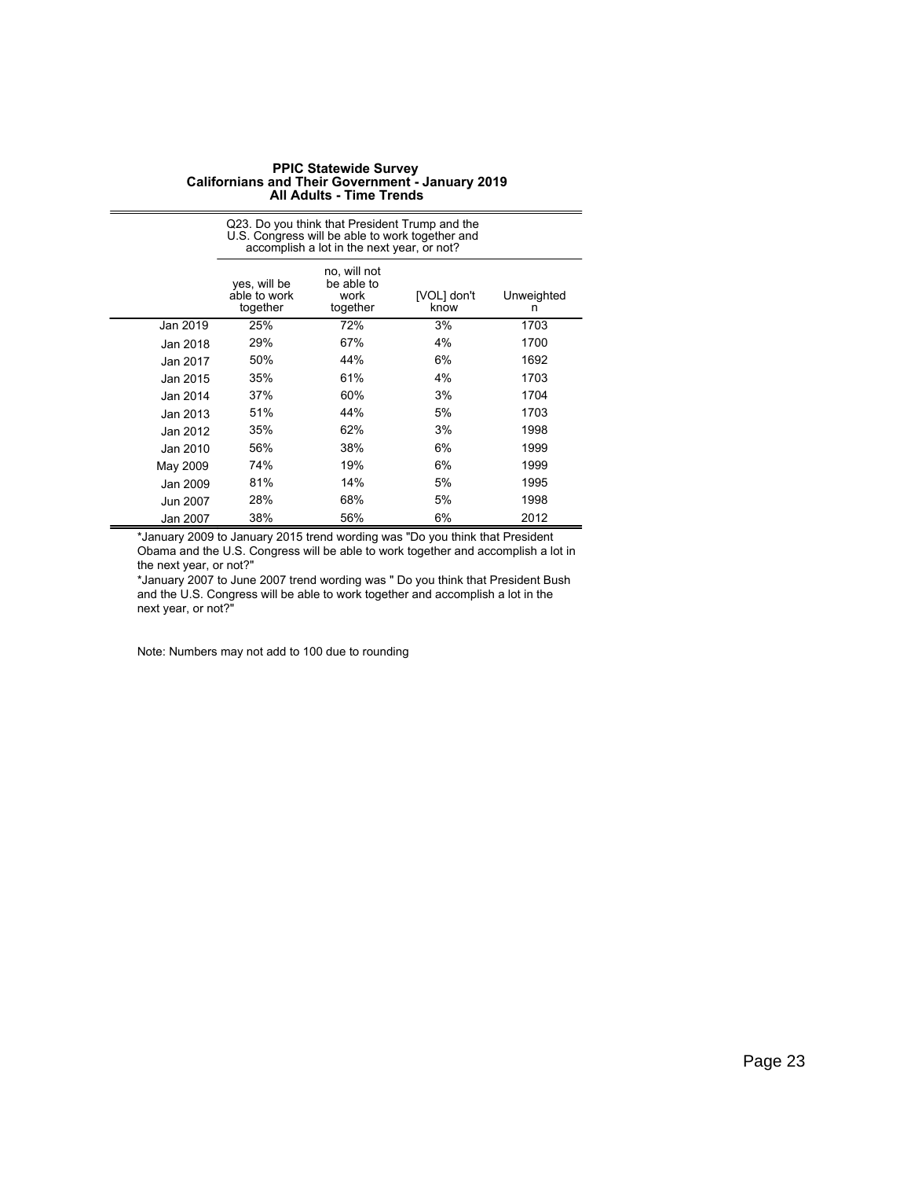**PPIC Statewide Survey**
**Californians and Their Government - January 2019**
**All Adults - Time Trends**

| | Q23. Do you think that President Trump and the U.S. Congress will be able to work together and accomplish a lot in the next year, or not? | | | |
|---|---|---|---|---|
| | yes, will be able to work together | no, will not be able to work together | [VOL] don't know | Unweighted n |
| Jan 2019 | 25% | 72% | 3% | 1703 |
| Jan 2018 | 29% | 67% | 4% | 1700 |
| Jan 2017 | 50% | 44% | 6% | 1692 |
| Jan 2015 | 35% | 61% | 4% | 1703 |
| Jan 2014 | 37% | 60% | 3% | 1704 |
| Jan 2013 | 51% | 44% | 5% | 1703 |
| Jan 2012 | 35% | 62% | 3% | 1998 |
| Jan 2010 | 56% | 38% | 6% | 1999 |
| May 2009 | 74% | 19% | 6% | 1999 |
| Jan 2009 | 81% | 14% | 5% | 1995 |
| Jun 2007 | 28% | 68% | 5% | 1998 |
| Jan 2007 | 38% | 56% | 6% | 2012 |

*January 2009 to January 2015 trend wording was "Do you think that President Obama and the U.S. Congress will be able to work together and accomplish a lot in the next year, or not?"

*January 2007 to June 2007 trend wording was " Do you think that President Bush and the U.S. Congress will be able to work together and accomplish a lot in the next year, or not?"

Note: Numbers may not add to 100 due to rounding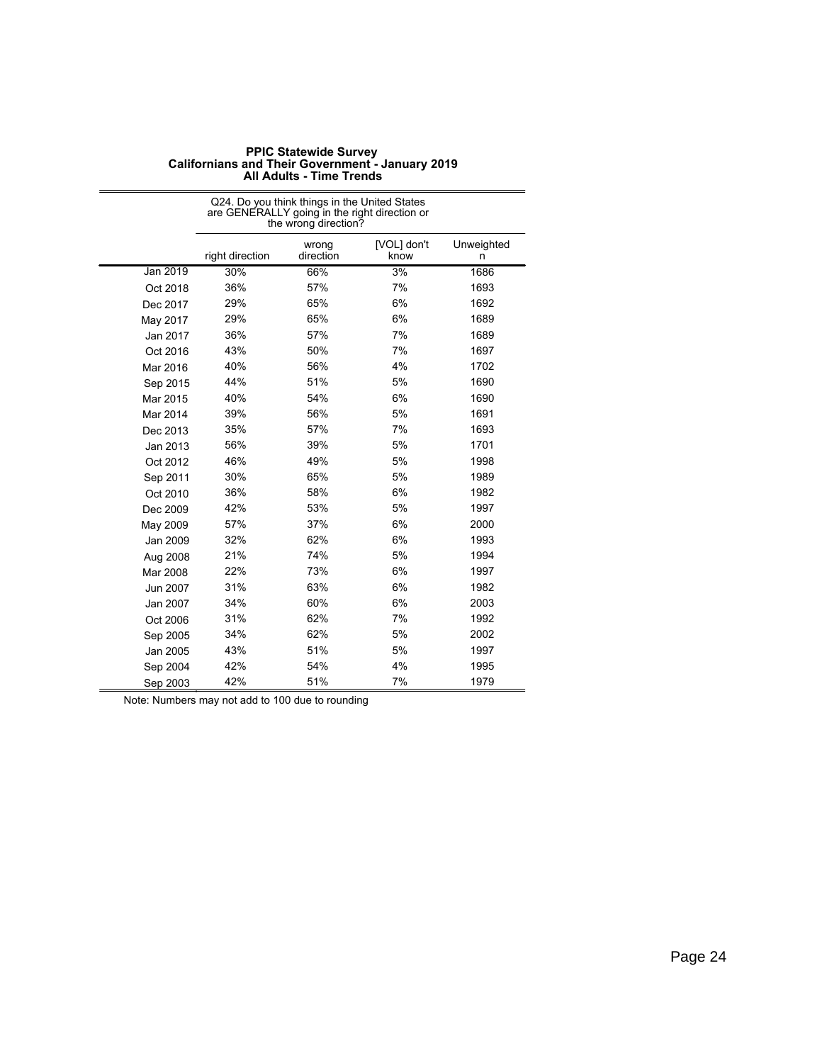**PPIC Statewide Survey**
**Californians and Their Government - January 2019**
**All Adults - Time Trends**

| | Q24. Do you think things in the United States are GENERALLY going in the right direction or the wrong direction? | | | |
|---|---|---|---|---|
| | right direction | wrong direction | [VOL] don't know | Unweighted n |
| Jan 2019 | 30% | 66% | 3% | 1686 |
| Oct 2018 | 36% | 57% | 7% | 1693 |
| Dec 2017 | 29% | 65% | 6% | 1692 |
| May 2017 | 29% | 65% | 6% | 1689 |
| Jan 2017 | 36% | 57% | 7% | 1689 |
| Oct 2016 | 43% | 50% | 7% | 1697 |
| Mar 2016 | 40% | 56% | 4% | 1702 |
| Sep 2015 | 44% | 51% | 5% | 1690 |
| Mar 2015 | 40% | 54% | 6% | 1690 |
| Mar 2014 | 39% | 56% | 5% | 1691 |
| Dec 2013 | 35% | 57% | 7% | 1693 |
| Jan 2013 | 56% | 39% | 5% | 1701 |
| Oct 2012 | 46% | 49% | 5% | 1998 |
| Sep 2011 | 30% | 65% | 5% | 1989 |
| Oct 2010 | 36% | 58% | 6% | 1982 |
| Dec 2009 | 42% | 53% | 5% | 1997 |
| May 2009 | 57% | 37% | 6% | 2000 |
| Jan 2009 | 32% | 62% | 6% | 1993 |
| Aug 2008 | 21% | 74% | 5% | 1994 |
| Mar 2008 | 22% | 73% | 6% | 1997 |
| Jun 2007 | 31% | 63% | 6% | 1982 |
| Jan 2007 | 34% | 60% | 6% | 2003 |
| Oct 2006 | 31% | 62% | 7% | 1992 |
| Sep 2005 | 34% | 62% | 5% | 2002 |
| Jan 2005 | 43% | 51% | 5% | 1997 |
| Sep 2004 | 42% | 54% | 4% | 1995 |
| Sep 2003 | 42% | 51% | 7% | 1979 |

Note: Numbers may not add to 100 due to rounding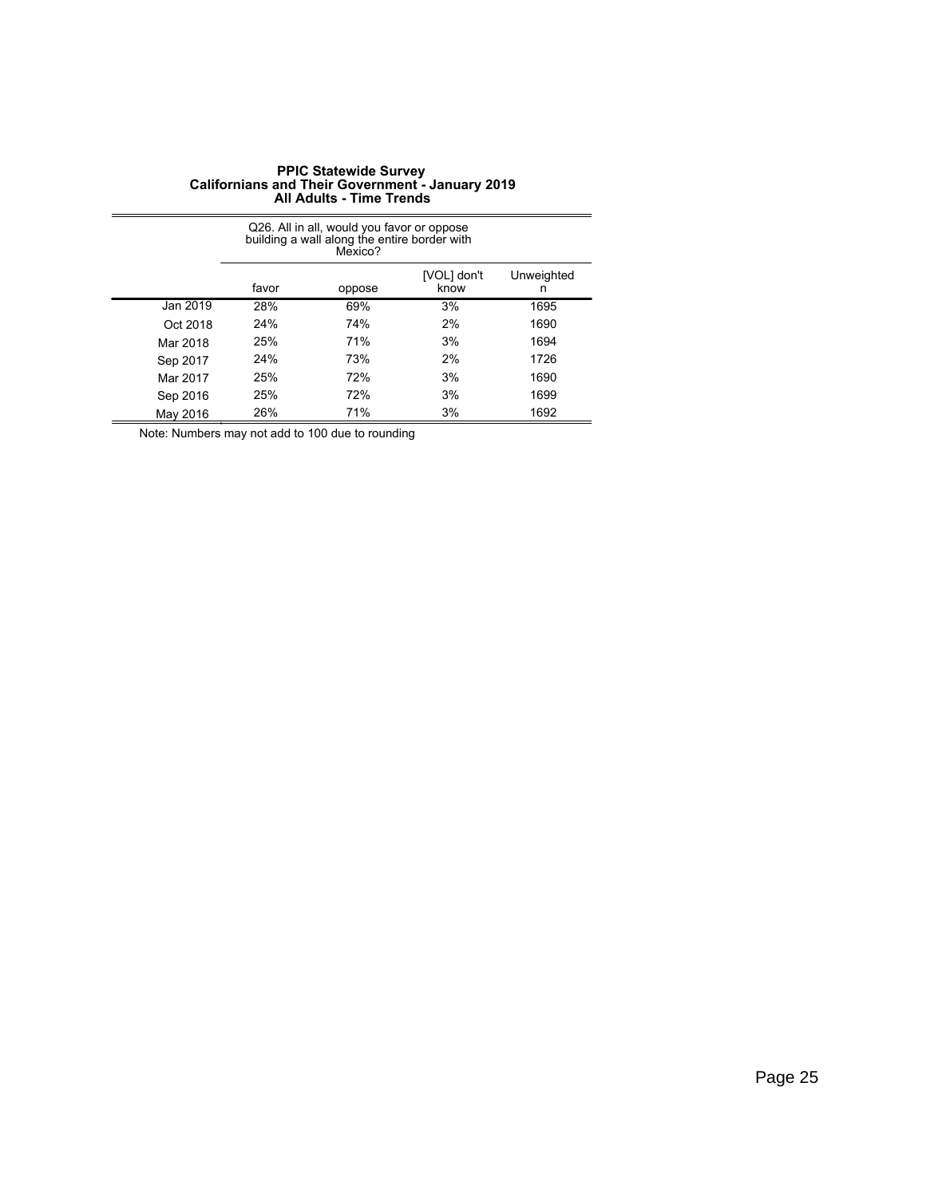**PPIC Statewide Survey**
**Californians and Their Government - January 2019**
**All Adults - Time Trends**

| | Q26. All in all, would you favor or oppose building a wall along the entire border with Mexico? | | | |
|---|---|---|---|---|
| | favor | oppose | [VOL] don't know | Unweighted n |
| Jan 2019 | 28% | 69% | 3% | 1695 |
| Oct 2018 | 24% | 74% | 2% | 1690 |
| Mar 2018 | 25% | 71% | 3% | 1694 |
| Sep 2017 | 24% | 73% | 2% | 1726 |
| Mar 2017 | 25% | 72% | 3% | 1690 |
| Sep 2016 | 25% | 72% | 3% | 1699 |
| May 2016 | 26% | 71% | 3% | 1692 |

Note: Numbers may not add to 100 due to rounding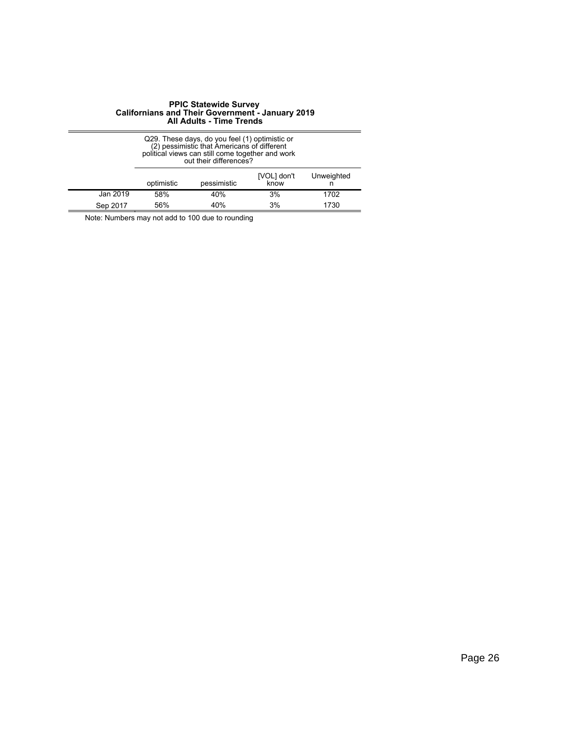**PPIC Statewide Survey**
**Californians and Their Government - January 2019**
**All Adults - Time Trends**

| | Q29. These days, do you feel (1) optimistic or (2) pessimistic that Americans of different political views can still come together and work out their differences? | | | |
|---|---|---|---|---|
| | optimistic | pessimistic | [VOL] don't know | Unweighted n |
| Jan 2019 | 58% | 40% | 3% | 1702 |
| Sep 2017 | 56% | 40% | 3% | 1730 |

Note: Numbers may not add to 100 due to rounding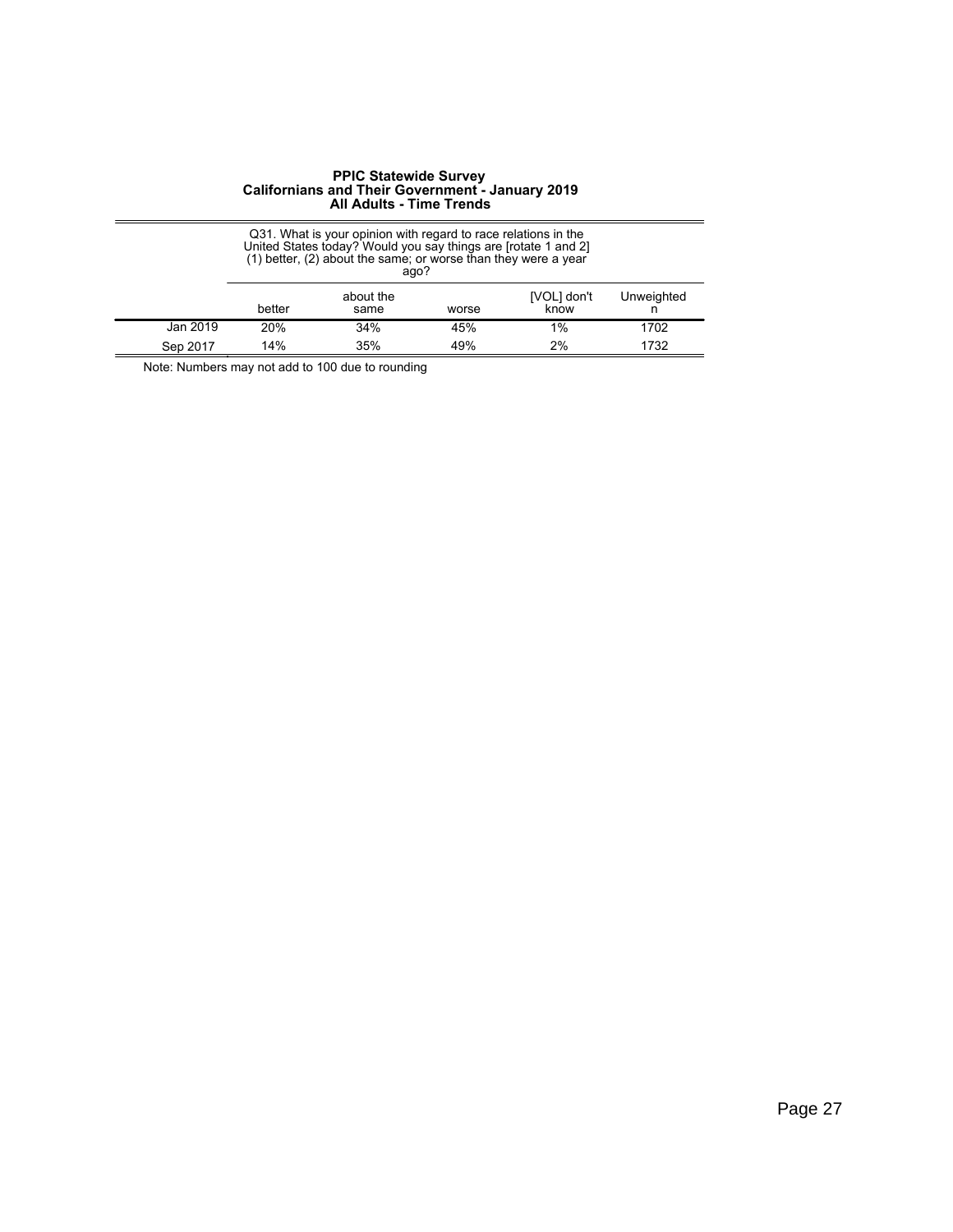**PPIC Statewide Survey**
**Californians and Their Government - January 2019**
**All Adults - Time Trends**

| | Q31. What is your opinion with regard to race relations in the United States today? Would you say things are [rotate 1 and 2] (1) better, (2) about the same; or worse than they were a year ago? | | | | |
|---|---|---|---|---|---|
| | better | about the same | worse | [VOL] don't know | Unweighted n |
| Jan 2019 | 20% | 34% | 45% | 1% | 1702 |
| Sep 2017 | 14% | 35% | 49% | 2% | 1732 |

Note: Numbers may not add to 100 due to rounding